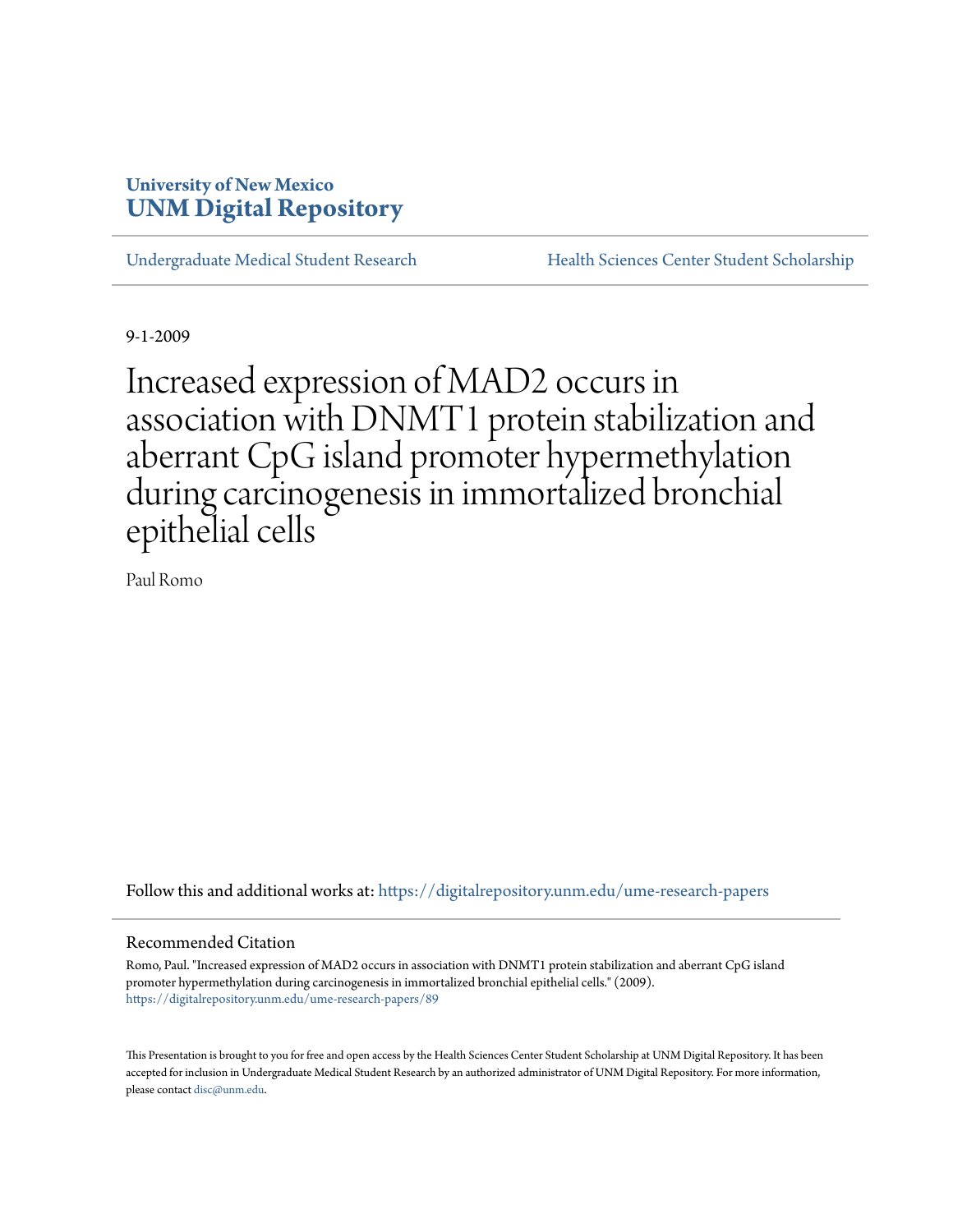University of New Mexico
**UNM Digital Repository**

Undergraduate Medical Student Research | Health Sciences Center Student Scholarship

9-1-2009

# Increased expression of MAD2 occurs in association with DNMT1 protein stabilization and aberrant CpG island promoter hypermethylation during carcinogenesis in immortalized bronchial epithelial cells

Paul Romo

Follow this and additional works at: https://digitalrepository.unm.edu/ume-research-papers

## Recommended Citation

Romo, Paul. "Increased expression of MAD2 occurs in association with DNMT1 protein stabilization and aberrant CpG island promoter hypermethylation during carcinogenesis in immortalized bronchial epithelial cells." (2009). https://digitalrepository.unm.edu/ume-research-papers/89

This Presentation is brought to you for free and open access by the Health Sciences Center Student Scholarship at UNM Digital Repository. It has been accepted for inclusion in Undergraduate Medical Student Research by an authorized administrator of UNM Digital Repository. For more information, please contact disc@unm.edu.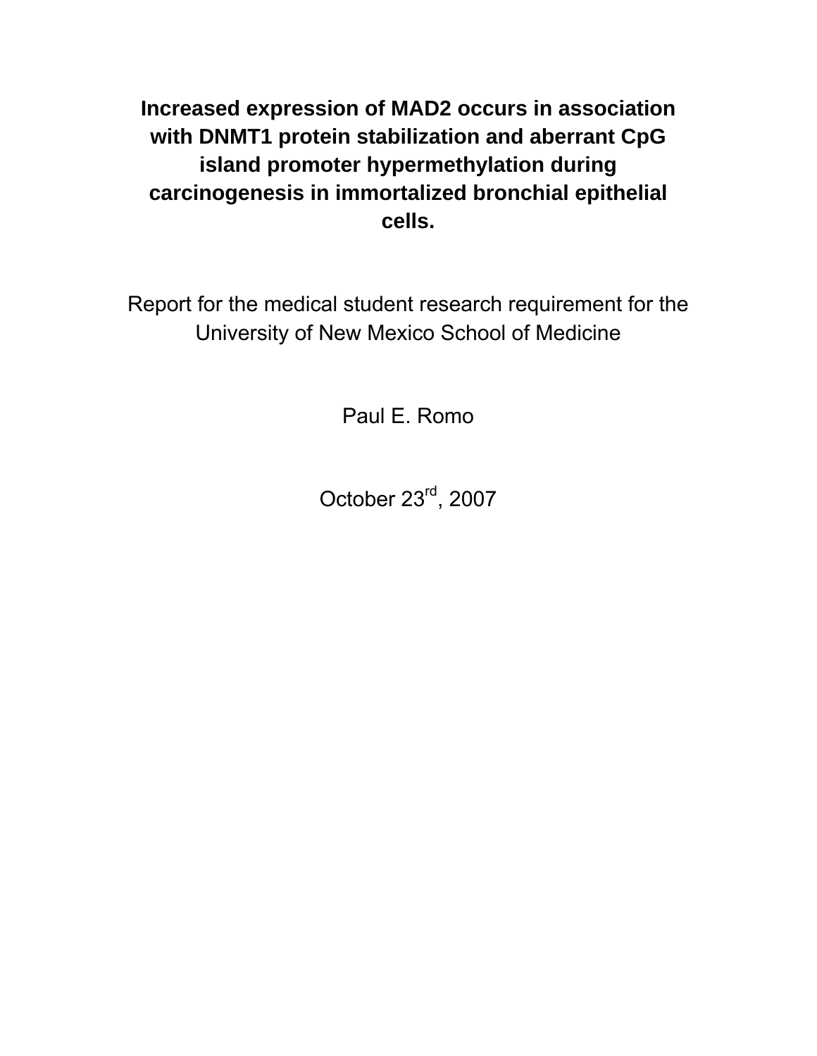# Increased expression of MAD2 occurs in association with DNMT1 protein stabilization and aberrant CpG island promoter hypermethylation during carcinogenesis in immortalized bronchial epithelial cells.

Report for the medical student research requirement for the University of New Mexico School of Medicine

Paul E. Romo

October 23rd, 2007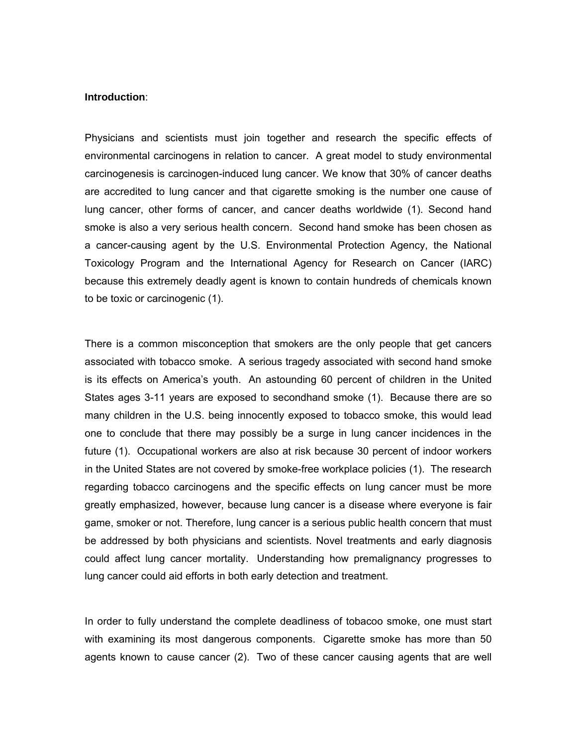**Introduction**:

Physicians and scientists must join together and research the specific effects of environmental carcinogens in relation to cancer. A great model to study environmental carcinogenesis is carcinogen-induced lung cancer. We know that 30% of cancer deaths are accredited to lung cancer and that cigarette smoking is the number one cause of lung cancer, other forms of cancer, and cancer deaths worldwide (1). Second hand smoke is also a very serious health concern. Second hand smoke has been chosen as a cancer-causing agent by the U.S. Environmental Protection Agency, the National Toxicology Program and the International Agency for Research on Cancer (IARC) because this extremely deadly agent is known to contain hundreds of chemicals known to be toxic or carcinogenic (1).

There is a common misconception that smokers are the only people that get cancers associated with tobacco smoke. A serious tragedy associated with second hand smoke is its effects on America's youth. An astounding 60 percent of children in the United States ages 3-11 years are exposed to secondhand smoke (1). Because there are so many children in the U.S. being innocently exposed to tobacco smoke, this would lead one to conclude that there may possibly be a surge in lung cancer incidences in the future (1). Occupational workers are also at risk because 30 percent of indoor workers in the United States are not covered by smoke-free workplace policies (1). The research regarding tobacco carcinogens and the specific effects on lung cancer must be more greatly emphasized, however, because lung cancer is a disease where everyone is fair game, smoker or not. Therefore, lung cancer is a serious public health concern that must be addressed by both physicians and scientists. Novel treatments and early diagnosis could affect lung cancer mortality. Understanding how premalignancy progresses to lung cancer could aid efforts in both early detection and treatment.

In order to fully understand the complete deadliness of tobacoo smoke, one must start with examining its most dangerous components. Cigarette smoke has more than 50 agents known to cause cancer (2). Two of these cancer causing agents that are well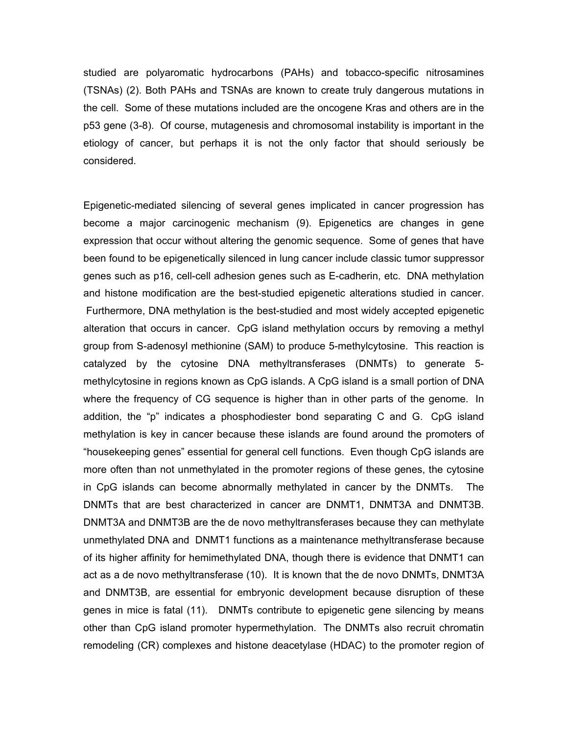studied are polyaromatic hydrocarbons (PAHs) and tobacco-specific nitrosamines (TSNAs) (2). Both PAHs and TSNAs are known to create truly dangerous mutations in the cell. Some of these mutations included are the oncogene Kras and others are in the p53 gene (3-8). Of course, mutagenesis and chromosomal instability is important in the etiology of cancer, but perhaps it is not the only factor that should seriously be considered.

Epigenetic-mediated silencing of several genes implicated in cancer progression has become a major carcinogenic mechanism (9). Epigenetics are changes in gene expression that occur without altering the genomic sequence. Some of genes that have been found to be epigenetically silenced in lung cancer include classic tumor suppressor genes such as p16, cell-cell adhesion genes such as E-cadherin, etc. DNA methylation and histone modification are the best-studied epigenetic alterations studied in cancer. Furthermore, DNA methylation is the best-studied and most widely accepted epigenetic alteration that occurs in cancer. CpG island methylation occurs by removing a methyl group from S-adenosyl methionine (SAM) to produce 5-methylcytosine. This reaction is catalyzed by the cytosine DNA methyltransferases (DNMTs) to generate 5-methylcytosine in regions known as CpG islands. A CpG island is a small portion of DNA where the frequency of CG sequence is higher than in other parts of the genome. In addition, the "p" indicates a phosphodiester bond separating C and G. CpG island methylation is key in cancer because these islands are found around the promoters of "housekeeping genes" essential for general cell functions. Even though CpG islands are more often than not unmethylated in the promoter regions of these genes, the cytosine in CpG islands can become abnormally methylated in cancer by the DNMTs. The DNMTs that are best characterized in cancer are DNMT1, DNMT3A and DNMT3B. DNMT3A and DNMT3B are the de novo methyltransferases because they can methylate unmethylated DNA and DNMT1 functions as a maintenance methyltransferase because of its higher affinity for hemimethylated DNA, though there is evidence that DNMT1 can act as a de novo methyltransferase (10). It is known that the de novo DNMTs, DNMT3A and DNMT3B, are essential for embryonic development because disruption of these genes in mice is fatal (11). DNMTs contribute to epigenetic gene silencing by means other than CpG island promoter hypermethylation. The DNMTs also recruit chromatin remodeling (CR) complexes and histone deacetylase (HDAC) to the promoter region of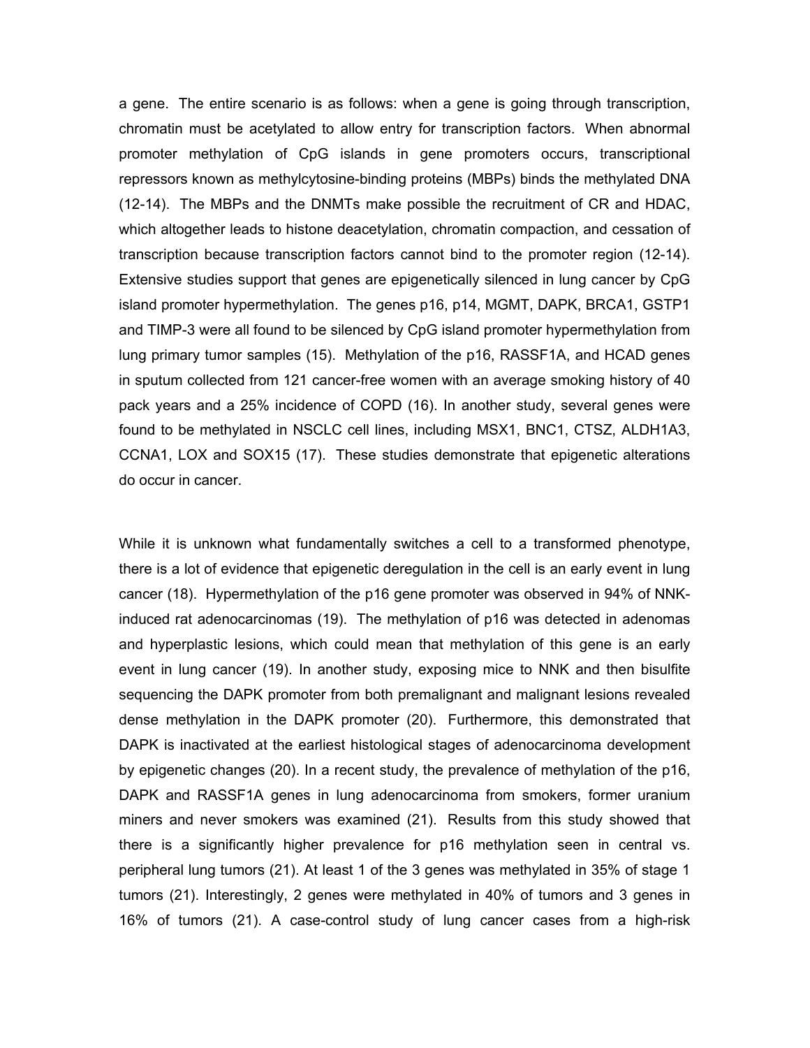a gene. The entire scenario is as follows: when a gene is going through transcription, chromatin must be acetylated to allow entry for transcription factors. When abnormal promoter methylation of CpG islands in gene promoters occurs, transcriptional repressors known as methylcytosine-binding proteins (MBPs) binds the methylated DNA (12-14). The MBPs and the DNMTs make possible the recruitment of CR and HDAC, which altogether leads to histone deacetylation, chromatin compaction, and cessation of transcription because transcription factors cannot bind to the promoter region (12-14). Extensive studies support that genes are epigenetically silenced in lung cancer by CpG island promoter hypermethylation. The genes p16, p14, MGMT, DAPK, BRCA1, GSTP1 and TIMP-3 were all found to be silenced by CpG island promoter hypermethylation from lung primary tumor samples (15). Methylation of the p16, RASSF1A, and HCAD genes in sputum collected from 121 cancer-free women with an average smoking history of 40 pack years and a 25% incidence of COPD (16). In another study, several genes were found to be methylated in NSCLC cell lines, including MSX1, BNC1, CTSZ, ALDH1A3, CCNA1, LOX and SOX15 (17). These studies demonstrate that epigenetic alterations do occur in cancer.

While it is unknown what fundamentally switches a cell to a transformed phenotype, there is a lot of evidence that epigenetic deregulation in the cell is an early event in lung cancer (18). Hypermethylation of the p16 gene promoter was observed in 94% of NNK-induced rat adenocarcinomas (19). The methylation of p16 was detected in adenomas and hyperplastic lesions, which could mean that methylation of this gene is an early event in lung cancer (19). In another study, exposing mice to NNK and then bisulfite sequencing the DAPK promoter from both premalignant and malignant lesions revealed dense methylation in the DAPK promoter (20). Furthermore, this demonstrated that DAPK is inactivated at the earliest histological stages of adenocarcinoma development by epigenetic changes (20). In a recent study, the prevalence of methylation of the p16, DAPK and RASSF1A genes in lung adenocarcinoma from smokers, former uranium miners and never smokers was examined (21). Results from this study showed that there is a significantly higher prevalence for p16 methylation seen in central vs. peripheral lung tumors (21). At least 1 of the 3 genes was methylated in 35% of stage 1 tumors (21). Interestingly, 2 genes were methylated in 40% of tumors and 3 genes in 16% of tumors (21). A case-control study of lung cancer cases from a high-risk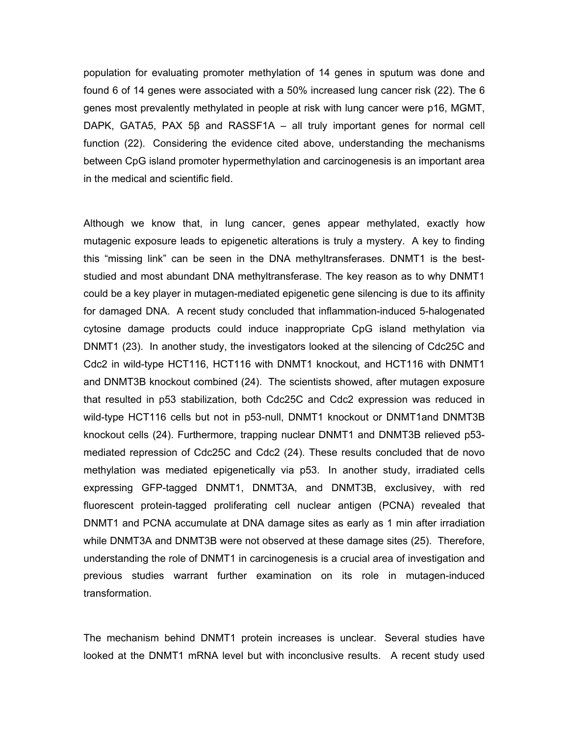population for evaluating promoter methylation of 14 genes in sputum was done and found 6 of 14 genes were associated with a 50% increased lung cancer risk (22). The 6 genes most prevalently methylated in people at risk with lung cancer were p16, MGMT, DAPK, GATA5, PAX 5β and RASSF1A – all truly important genes for normal cell function (22). Considering the evidence cited above, understanding the mechanisms between CpG island promoter hypermethylation and carcinogenesis is an important area in the medical and scientific field.

Although we know that, in lung cancer, genes appear methylated, exactly how mutagenic exposure leads to epigenetic alterations is truly a mystery. A key to finding this "missing link" can be seen in the DNA methyltransferases. DNMT1 is the best-studied and most abundant DNA methyltransferase. The key reason as to why DNMT1 could be a key player in mutagen-mediated epigenetic gene silencing is due to its affinity for damaged DNA. A recent study concluded that inflammation-induced 5-halogenated cytosine damage products could induce inappropriate CpG island methylation via DNMT1 (23). In another study, the investigators looked at the silencing of Cdc25C and Cdc2 in wild-type HCT116, HCT116 with DNMT1 knockout, and HCT116 with DNMT1 and DNMT3B knockout combined (24). The scientists showed, after mutagen exposure that resulted in p53 stabilization, both Cdc25C and Cdc2 expression was reduced in wild-type HCT116 cells but not in p53-null, DNMT1 knockout or DNMT1and DNMT3B knockout cells (24). Furthermore, trapping nuclear DNMT1 and DNMT3B relieved p53-mediated repression of Cdc25C and Cdc2 (24). These results concluded that de novo methylation was mediated epigenetically via p53. In another study, irradiated cells expressing GFP-tagged DNMT1, DNMT3A, and DNMT3B, exclusivey, with red fluorescent protein-tagged proliferating cell nuclear antigen (PCNA) revealed that DNMT1 and PCNA accumulate at DNA damage sites as early as 1 min after irradiation while DNMT3A and DNMT3B were not observed at these damage sites (25). Therefore, understanding the role of DNMT1 in carcinogenesis is a crucial area of investigation and previous studies warrant further examination on its role in mutagen-induced transformation.

The mechanism behind DNMT1 protein increases is unclear. Several studies have looked at the DNMT1 mRNA level but with inconclusive results. A recent study used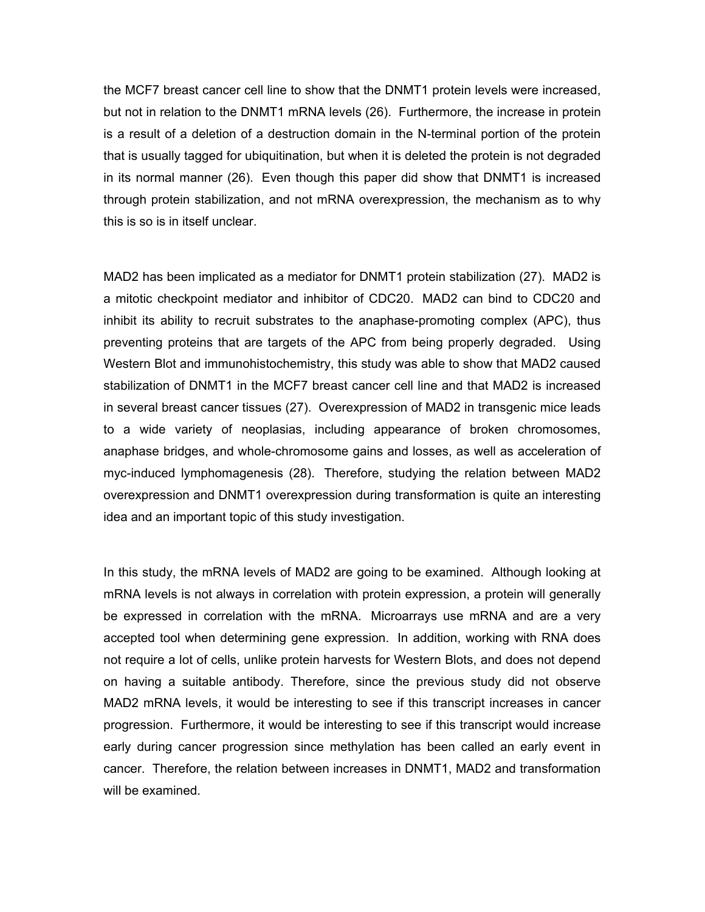the MCF7 breast cancer cell line to show that the DNMT1 protein levels were increased, but not in relation to the DNMT1 mRNA levels (26). Furthermore, the increase in protein is a result of a deletion of a destruction domain in the N-terminal portion of the protein that is usually tagged for ubiquitination, but when it is deleted the protein is not degraded in its normal manner (26). Even though this paper did show that DNMT1 is increased through protein stabilization, and not mRNA overexpression, the mechanism as to why this is so is in itself unclear.

MAD2 has been implicated as a mediator for DNMT1 protein stabilization (27). MAD2 is a mitotic checkpoint mediator and inhibitor of CDC20. MAD2 can bind to CDC20 and inhibit its ability to recruit substrates to the anaphase-promoting complex (APC), thus preventing proteins that are targets of the APC from being properly degraded. Using Western Blot and immunohistochemistry, this study was able to show that MAD2 caused stabilization of DNMT1 in the MCF7 breast cancer cell line and that MAD2 is increased in several breast cancer tissues (27). Overexpression of MAD2 in transgenic mice leads to a wide variety of neoplasias, including appearance of broken chromosomes, anaphase bridges, and whole-chromosome gains and losses, as well as acceleration of myc-induced lymphomagenesis (28). Therefore, studying the relation between MAD2 overexpression and DNMT1 overexpression during transformation is quite an interesting idea and an important topic of this study investigation.

In this study, the mRNA levels of MAD2 are going to be examined. Although looking at mRNA levels is not always in correlation with protein expression, a protein will generally be expressed in correlation with the mRNA. Microarrays use mRNA and are a very accepted tool when determining gene expression. In addition, working with RNA does not require a lot of cells, unlike protein harvests for Western Blots, and does not depend on having a suitable antibody. Therefore, since the previous study did not observe MAD2 mRNA levels, it would be interesting to see if this transcript increases in cancer progression. Furthermore, it would be interesting to see if this transcript would increase early during cancer progression since methylation has been called an early event in cancer. Therefore, the relation between increases in DNMT1, MAD2 and transformation will be examined.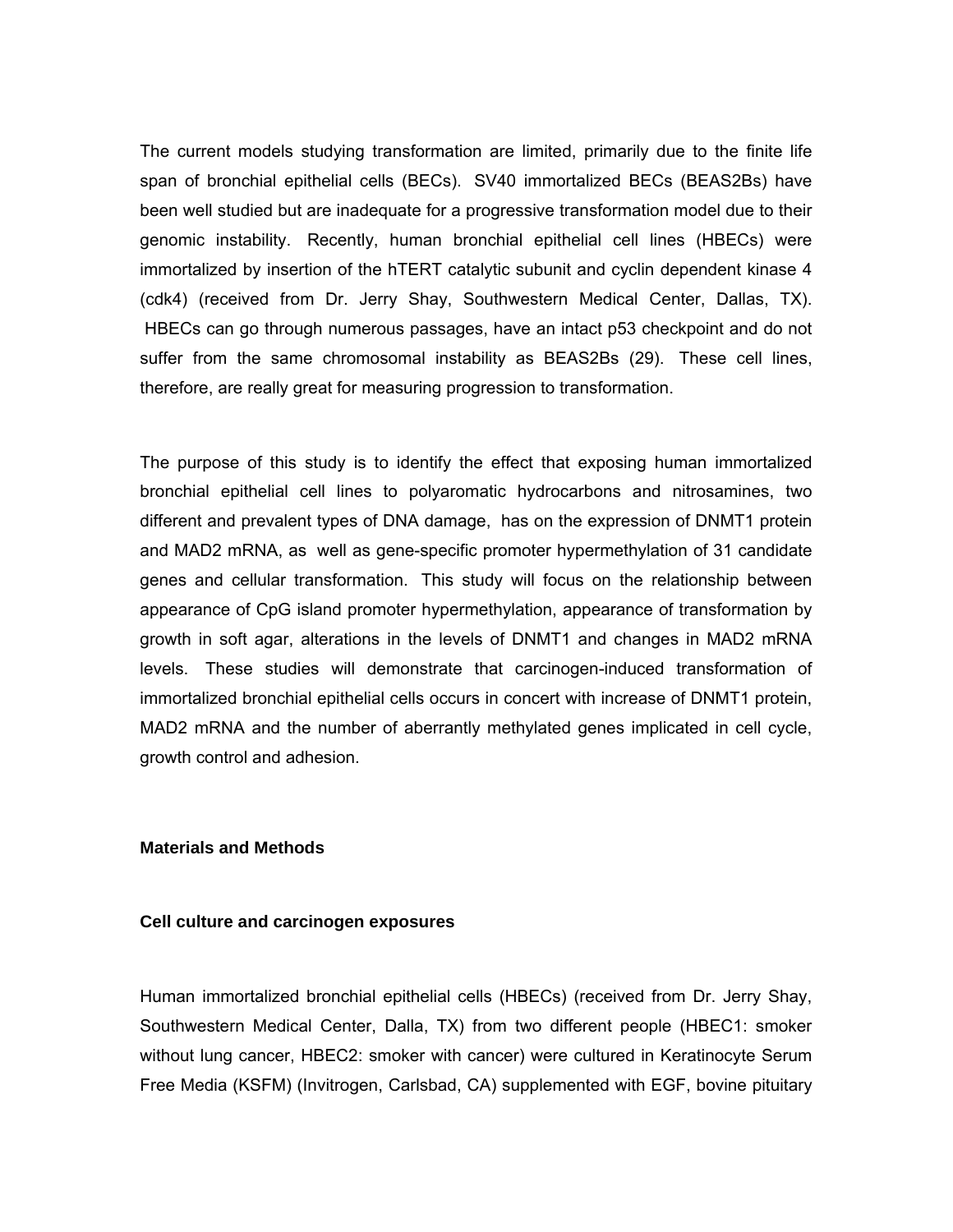The current models studying transformation are limited, primarily due to the finite life span of bronchial epithelial cells (BECs). SV40 immortalized BECs (BEAS2Bs) have been well studied but are inadequate for a progressive transformation model due to their genomic instability. Recently, human bronchial epithelial cell lines (HBECs) were immortalized by insertion of the hTERT catalytic subunit and cyclin dependent kinase 4 (cdk4) (received from Dr. Jerry Shay, Southwestern Medical Center, Dallas, TX). HBECs can go through numerous passages, have an intact p53 checkpoint and do not suffer from the same chromosomal instability as BEAS2Bs (29). These cell lines, therefore, are really great for measuring progression to transformation.

The purpose of this study is to identify the effect that exposing human immortalized bronchial epithelial cell lines to polyaromatic hydrocarbons and nitrosamines, two different and prevalent types of DNA damage, has on the expression of DNMT1 protein and MAD2 mRNA, as well as gene-specific promoter hypermethylation of 31 candidate genes and cellular transformation. This study will focus on the relationship between appearance of CpG island promoter hypermethylation, appearance of transformation by growth in soft agar, alterations in the levels of DNMT1 and changes in MAD2 mRNA levels. These studies will demonstrate that carcinogen-induced transformation of immortalized bronchial epithelial cells occurs in concert with increase of DNMT1 protein, MAD2 mRNA and the number of aberrantly methylated genes implicated in cell cycle, growth control and adhesion.

## Materials and Methods

### Cell culture and carcinogen exposures

Human immortalized bronchial epithelial cells (HBECs) (received from Dr. Jerry Shay, Southwestern Medical Center, Dalla, TX) from two different people (HBEC1: smoker without lung cancer, HBEC2: smoker with cancer) were cultured in Keratinocyte Serum Free Media (KSFM) (Invitrogen, Carlsbad, CA) supplemented with EGF, bovine pituitary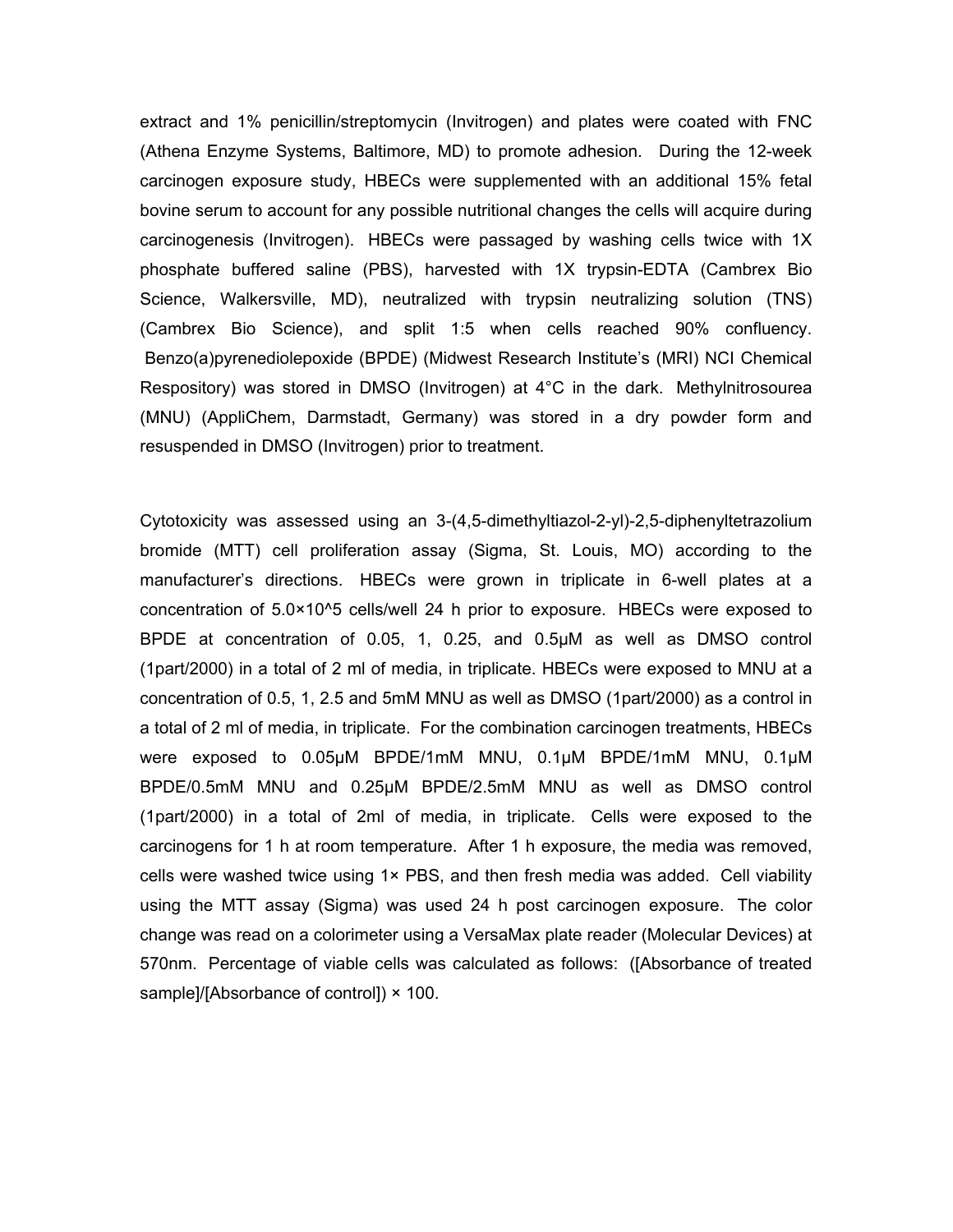extract and 1% penicillin/streptomycin (Invitrogen) and plates were coated with FNC (Athena Enzyme Systems, Baltimore, MD) to promote adhesion. During the 12-week carcinogen exposure study, HBECs were supplemented with an additional 15% fetal bovine serum to account for any possible nutritional changes the cells will acquire during carcinogenesis (Invitrogen). HBECs were passaged by washing cells twice with 1X phosphate buffered saline (PBS), harvested with 1X trypsin-EDTA (Cambrex Bio Science, Walkersville, MD), neutralized with trypsin neutralizing solution (TNS) (Cambrex Bio Science), and split 1:5 when cells reached 90% confluency. Benzo(a)pyrenediolepoxide (BPDE) (Midwest Research Institute's (MRI) NCI Chemical Respository) was stored in DMSO (Invitrogen) at 4°C in the dark. Methylnitrosourea (MNU) (AppliChem, Darmstadt, Germany) was stored in a dry powder form and resuspended in DMSO (Invitrogen) prior to treatment.

Cytotoxicity was assessed using an 3-(4,5-dimethyltiazol-2-yl)-2,5-diphenyltetrazolium bromide (MTT) cell proliferation assay (Sigma, St. Louis, MO) according to the manufacturer's directions. HBECs were grown in triplicate in 6-well plates at a concentration of $5.0 \times 10^5$ cells/well 24 h prior to exposure. HBECs were exposed to BPDE at concentration of 0.05, 1, 0.25, and 0.5µM as well as DMSO control (1part/2000) in a total of 2 ml of media, in triplicate. HBECs were exposed to MNU at a concentration of 0.5, 1, 2.5 and 5mM MNU as well as DMSO (1part/2000) as a control in a total of 2 ml of media, in triplicate. For the combination carcinogen treatments, HBECs were exposed to 0.05µM BPDE/1mM MNU, 0.1µM BPDE/1mM MNU, 0.1µM BPDE/0.5mM MNU and 0.25µM BPDE/2.5mM MNU as well as DMSO control (1part/2000) in a total of 2ml of media, in triplicate. Cells were exposed to the carcinogens for 1 h at room temperature. After 1 h exposure, the media was removed, cells were washed twice using 1× PBS, and then fresh media was added. Cell viability using the MTT assay (Sigma) was used 24 h post carcinogen exposure. The color change was read on a colorimeter using a VersaMax plate reader (Molecular Devices) at 570nm. Percentage of viable cells was calculated as follows: ([Absorbance of treated sample]/[Absorbance of control]) × 100.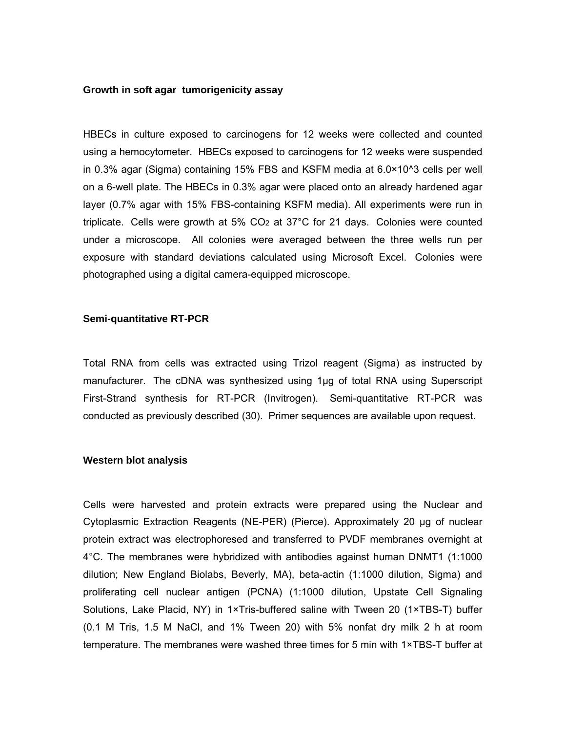### Growth in soft agar tumorigenicity assay

HBECs in culture exposed to carcinogens for 12 weeks were collected and counted using a hemocytometer. HBECs exposed to carcinogens for 12 weeks were suspended in 0.3% agar (Sigma) containing 15% FBS and KSFM media at $6.0\times10^3$ cells per well on a 6-well plate. The HBECs in 0.3% agar were placed onto an already hardened agar layer (0.7% agar with 15% FBS-containing KSFM media). All experiments were run in triplicate. Cells were growth at 5% $CO_2$ at 37°C for 21 days. Colonies were counted under a microscope. All colonies were averaged between the three wells run per exposure with standard deviations calculated using Microsoft Excel. Colonies were photographed using a digital camera-equipped microscope.

### Semi-quantitative RT-PCR

Total RNA from cells was extracted using Trizol reagent (Sigma) as instructed by manufacturer. The cDNA was synthesized using 1μg of total RNA using Superscript First-Strand synthesis for RT-PCR (Invitrogen). Semi-quantitative RT-PCR was conducted as previously described (30). Primer sequences are available upon request.

### Western blot analysis

Cells were harvested and protein extracts were prepared using the Nuclear and Cytoplasmic Extraction Reagents (NE-PER) (Pierce). Approximately 20 μg of nuclear protein extract was electrophoresed and transferred to PVDF membranes overnight at 4°C. The membranes were hybridized with antibodies against human DNMT1 (1:1000 dilution; New England Biolabs, Beverly, MA), beta-actin (1:1000 dilution, Sigma) and proliferating cell nuclear antigen (PCNA) (1:1000 dilution, Upstate Cell Signaling Solutions, Lake Placid, NY) in 1×Tris-buffered saline with Tween 20 (1×TBS-T) buffer (0.1 M Tris, 1.5 M NaCl, and 1% Tween 20) with 5% nonfat dry milk 2 h at room temperature. The membranes were washed three times for 5 min with 1×TBS-T buffer at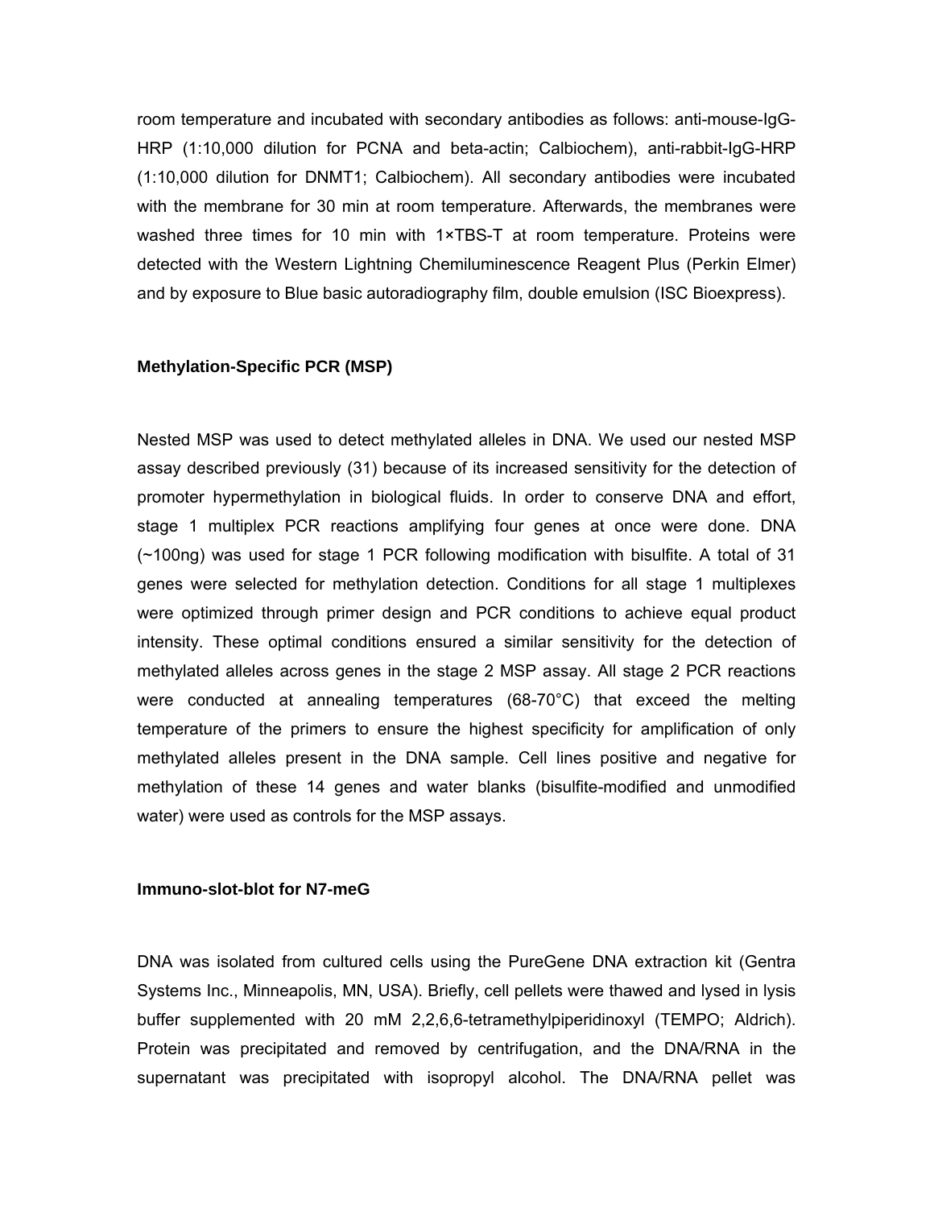room temperature and incubated with secondary antibodies as follows: anti-mouse-IgG-HRP (1:10,000 dilution for PCNA and beta-actin; Calbiochem), anti-rabbit-IgG-HRP (1:10,000 dilution for DNMT1; Calbiochem). All secondary antibodies were incubated with the membrane for 30 min at room temperature. Afterwards, the membranes were washed three times for 10 min with 1×TBS-T at room temperature. Proteins were detected with the Western Lightning Chemiluminescence Reagent Plus (Perkin Elmer) and by exposure to Blue basic autoradiography film, double emulsion (ISC Bioexpress).

### Methylation-Specific PCR (MSP)

Nested MSP was used to detect methylated alleles in DNA. We used our nested MSP assay described previously (31) because of its increased sensitivity for the detection of promoter hypermethylation in biological fluids. In order to conserve DNA and effort, stage 1 multiplex PCR reactions amplifying four genes at once were done. DNA (~100ng) was used for stage 1 PCR following modification with bisulfite. A total of 31 genes were selected for methylation detection. Conditions for all stage 1 multiplexes were optimized through primer design and PCR conditions to achieve equal product intensity. These optimal conditions ensured a similar sensitivity for the detection of methylated alleles across genes in the stage 2 MSP assay. All stage 2 PCR reactions were conducted at annealing temperatures (68-70°C) that exceed the melting temperature of the primers to ensure the highest specificity for amplification of only methylated alleles present in the DNA sample. Cell lines positive and negative for methylation of these 14 genes and water blanks (bisulfite-modified and unmodified water) were used as controls for the MSP assays.

### Immuno-slot-blot for N7-meG

DNA was isolated from cultured cells using the PureGene DNA extraction kit (Gentra Systems Inc., Minneapolis, MN, USA). Briefly, cell pellets were thawed and lysed in lysis buffer supplemented with 20 mM 2,2,6,6-tetramethylpiperidinoxyl (TEMPO; Aldrich). Protein was precipitated and removed by centrifugation, and the DNA/RNA in the supernatant was precipitated with isopropyl alcohol. The DNA/RNA pellet was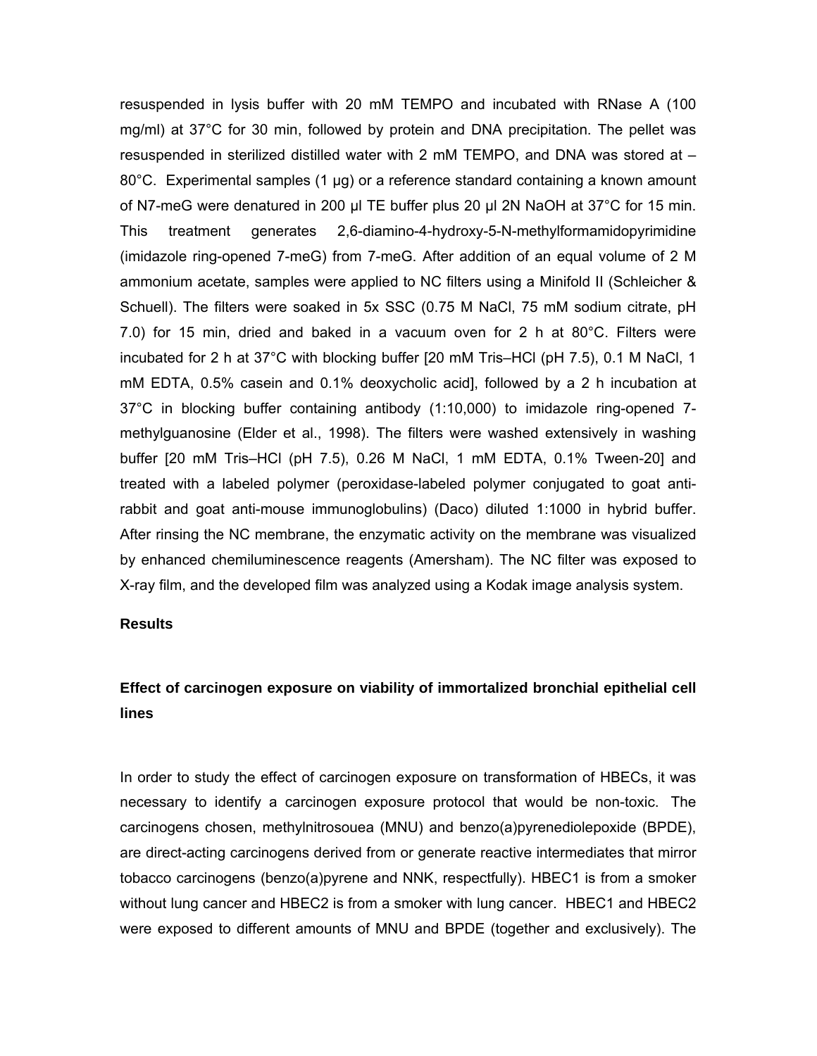resuspended in lysis buffer with 20 mM TEMPO and incubated with RNase A (100 mg/ml) at 37°C for 30 min, followed by protein and DNA precipitation. The pellet was resuspended in sterilized distilled water with 2 mM TEMPO, and DNA was stored at –80°C. Experimental samples (1 µg) or a reference standard containing a known amount of N7-meG were denatured in 200 µl TE buffer plus 20 µl 2N NaOH at 37°C for 15 min. This treatment generates 2,6-diamino-4-hydroxy-5-N-methylformamidopyrimidine (imidazole ring-opened 7-meG) from 7-meG. After addition of an equal volume of 2 M ammonium acetate, samples were applied to NC filters using a Minifold II (Schleicher & Schuell). The filters were soaked in 5x SSC (0.75 M NaCl, 75 mM sodium citrate, pH 7.0) for 15 min, dried and baked in a vacuum oven for 2 h at 80°C. Filters were incubated for 2 h at 37°C with blocking buffer [20 mM Tris–HCl (pH 7.5), 0.1 M NaCl, 1 mM EDTA, 0.5% casein and 0.1% deoxycholic acid], followed by a 2 h incubation at 37°C in blocking buffer containing antibody (1:10,000) to imidazole ring-opened 7-methylguanosine (Elder et al., 1998). The filters were washed extensively in washing buffer [20 mM Tris–HCl (pH 7.5), 0.26 M NaCl, 1 mM EDTA, 0.1% Tween-20] and treated with a labeled polymer (peroxidase-labeled polymer conjugated to goat anti-rabbit and goat anti-mouse immunoglobulins) (Daco) diluted 1:1000 in hybrid buffer. After rinsing the NC membrane, the enzymatic activity on the membrane was visualized by enhanced chemiluminescence reagents (Amersham). The NC filter was exposed to X-ray film, and the developed film was analyzed using a Kodak image analysis system.

## Results

### Effect of carcinogen exposure on viability of immortalized bronchial epithelial cell lines

In order to study the effect of carcinogen exposure on transformation of HBECs, it was necessary to identify a carcinogen exposure protocol that would be non-toxic. The carcinogens chosen, methylnitrosouea (MNU) and benzo(a)pyrenediolepoxide (BPDE), are direct-acting carcinogens derived from or generate reactive intermediates that mirror tobacco carcinogens (benzo(a)pyrene and NNK, respectfully). HBEC1 is from a smoker without lung cancer and HBEC2 is from a smoker with lung cancer. HBEC1 and HBEC2 were exposed to different amounts of MNU and BPDE (together and exclusively). The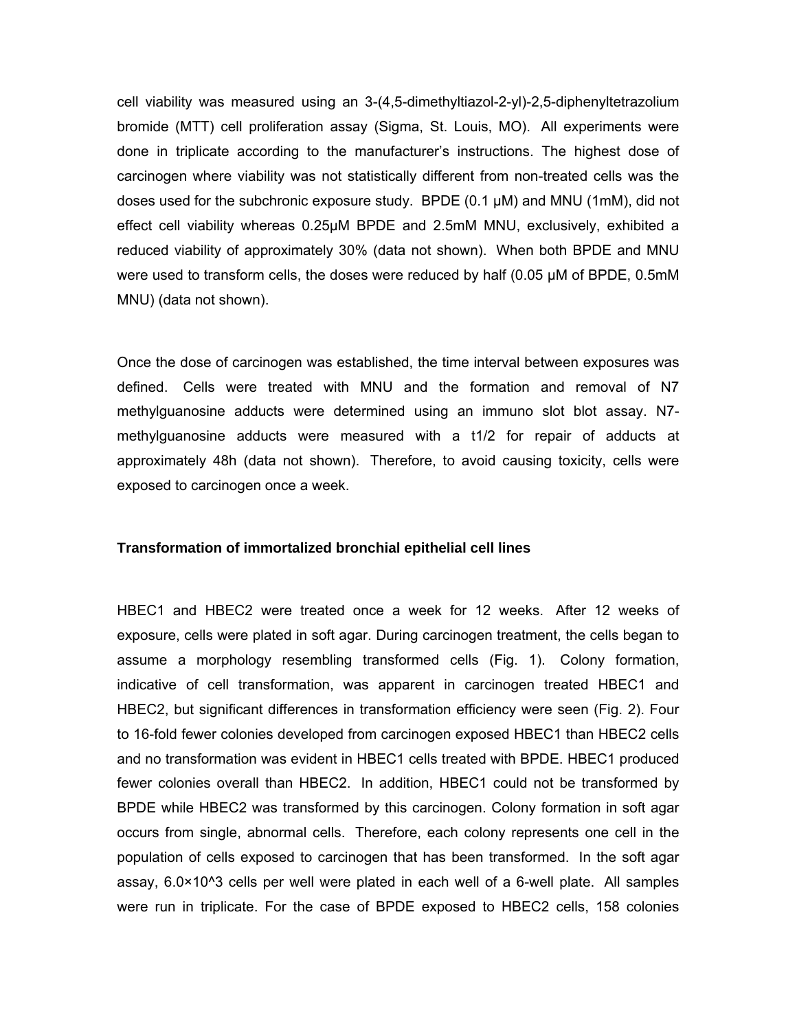cell viability was measured using an 3-(4,5-dimethyltiazol-2-yl)-2,5-diphenyltetrazolium bromide (MTT) cell proliferation assay (Sigma, St. Louis, MO). All experiments were done in triplicate according to the manufacturer's instructions. The highest dose of carcinogen where viability was not statistically different from non-treated cells was the doses used for the subchronic exposure study. BPDE (0.1 μM) and MNU (1mM), did not effect cell viability whereas 0.25μM BPDE and 2.5mM MNU, exclusively, exhibited a reduced viability of approximately 30% (data not shown). When both BPDE and MNU were used to transform cells, the doses were reduced by half (0.05 μM of BPDE, 0.5mM MNU) (data not shown).

Once the dose of carcinogen was established, the time interval between exposures was defined. Cells were treated with MNU and the formation and removal of N7 methylguanosine adducts were determined using an immuno slot blot assay. N7-methylguanosine adducts were measured with a $t_{1/2}$ for repair of adducts at approximately 48h (data not shown). Therefore, to avoid causing toxicity, cells were exposed to carcinogen once a week.

### Transformation of immortalized bronchial epithelial cell lines

HBEC1 and HBEC2 were treated once a week for 12 weeks. After 12 weeks of exposure, cells were plated in soft agar. During carcinogen treatment, the cells began to assume a morphology resembling transformed cells (Fig. 1). Colony formation, indicative of cell transformation, was apparent in carcinogen treated HBEC1 and HBEC2, but significant differences in transformation efficiency were seen (Fig. 2). Four to 16-fold fewer colonies developed from carcinogen exposed HBEC1 than HBEC2 cells and no transformation was evident in HBEC1 cells treated with BPDE. HBEC1 produced fewer colonies overall than HBEC2. In addition, HBEC1 could not be transformed by BPDE while HBEC2 was transformed by this carcinogen. Colony formation in soft agar occurs from single, abnormal cells. Therefore, each colony represents one cell in the population of cells exposed to carcinogen that has been transformed. In the soft agar assay, $6.0 \times 10^3$ cells per well were plated in each well of a 6-well plate. All samples were run in triplicate. For the case of BPDE exposed to HBEC2 cells, 158 colonies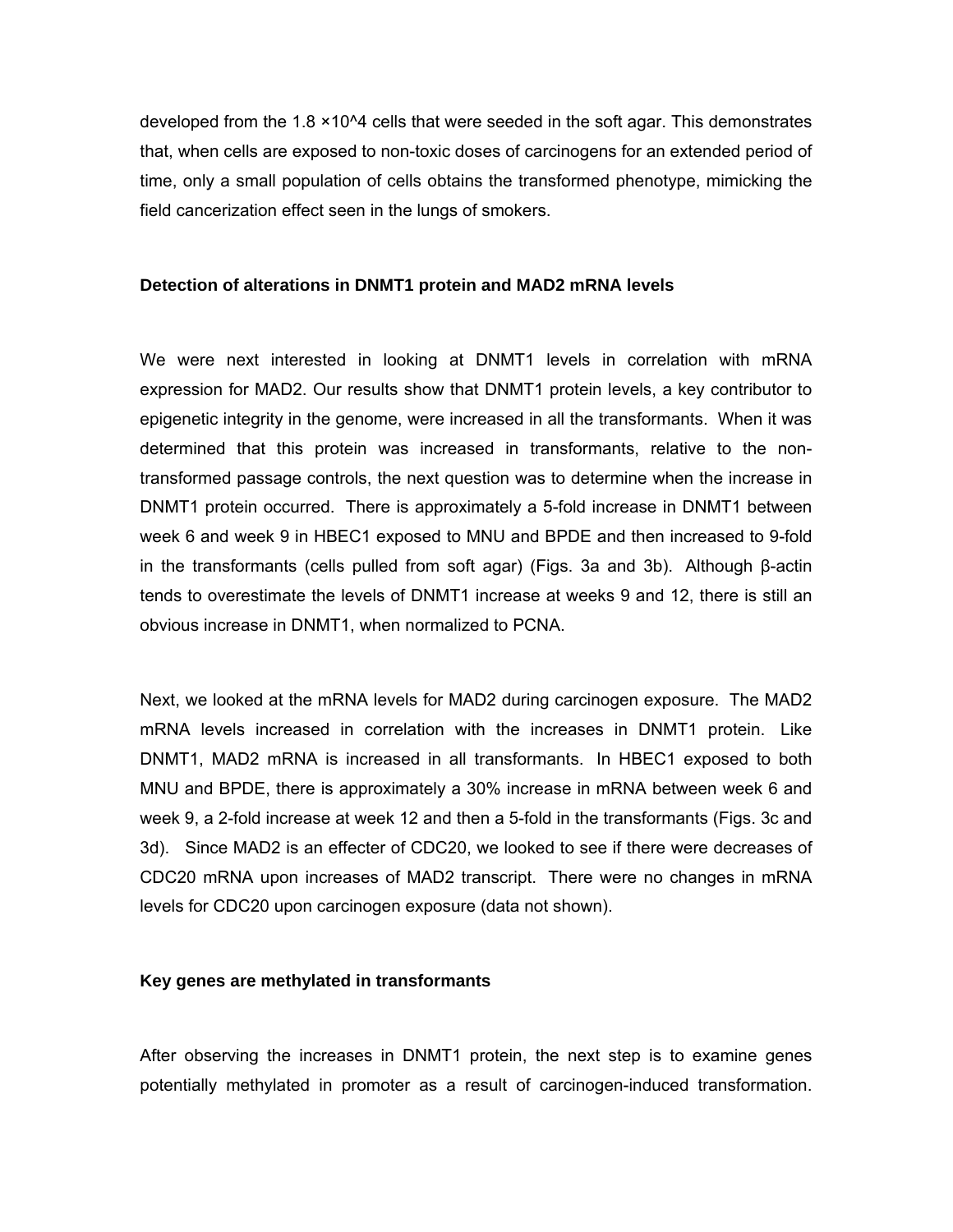developed from the 1.8 ×10^4 cells that were seeded in the soft agar. This demonstrates that, when cells are exposed to non-toxic doses of carcinogens for an extended period of time, only a small population of cells obtains the transformed phenotype, mimicking the field cancerization effect seen in the lungs of smokers.

### Detection of alterations in DNMT1 protein and MAD2 mRNA levels

We were next interested in looking at DNMT1 levels in correlation with mRNA expression for MAD2. Our results show that DNMT1 protein levels, a key contributor to epigenetic integrity in the genome, were increased in all the transformants. When it was determined that this protein was increased in transformants, relative to the non-transformed passage controls, the next question was to determine when the increase in DNMT1 protein occurred. There is approximately a 5-fold increase in DNMT1 between week 6 and week 9 in HBEC1 exposed to MNU and BPDE and then increased to 9-fold in the transformants (cells pulled from soft agar) (Figs. 3a and 3b). Although β-actin tends to overestimate the levels of DNMT1 increase at weeks 9 and 12, there is still an obvious increase in DNMT1, when normalized to PCNA.

Next, we looked at the mRNA levels for MAD2 during carcinogen exposure. The MAD2 mRNA levels increased in correlation with the increases in DNMT1 protein. Like DNMT1, MAD2 mRNA is increased in all transformants. In HBEC1 exposed to both MNU and BPDE, there is approximately a 30% increase in mRNA between week 6 and week 9, a 2-fold increase at week 12 and then a 5-fold in the transformants (Figs. 3c and 3d). Since MAD2 is an effecter of CDC20, we looked to see if there were decreases of CDC20 mRNA upon increases of MAD2 transcript. There were no changes in mRNA levels for CDC20 upon carcinogen exposure (data not shown).

### Key genes are methylated in transformants

After observing the increases in DNMT1 protein, the next step is to examine genes potentially methylated in promoter as a result of carcinogen-induced transformation.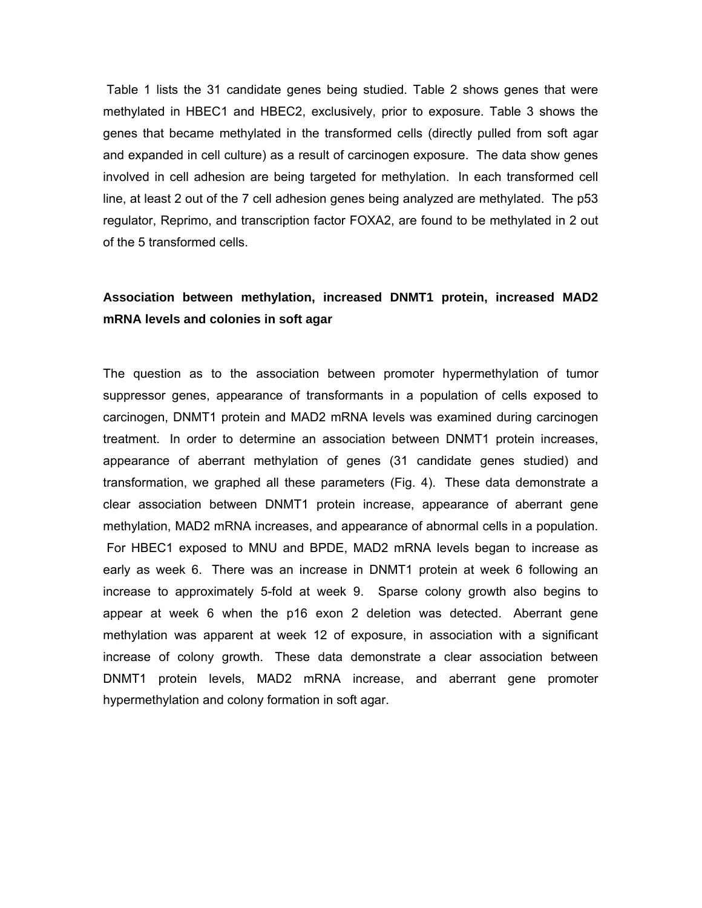Table 1 lists the 31 candidate genes being studied. Table 2 shows genes that were methylated in HBEC1 and HBEC2, exclusively, prior to exposure. Table 3 shows the genes that became methylated in the transformed cells (directly pulled from soft agar and expanded in cell culture) as a result of carcinogen exposure. The data show genes involved in cell adhesion are being targeted for methylation. In each transformed cell line, at least 2 out of the 7 cell adhesion genes being analyzed are methylated. The p53 regulator, Reprimo, and transcription factor FOXA2, are found to be methylated in 2 out of the 5 transformed cells.

### Association between methylation, increased DNMT1 protein, increased MAD2 mRNA levels and colonies in soft agar

The question as to the association between promoter hypermethylation of tumor suppressor genes, appearance of transformants in a population of cells exposed to carcinogen, DNMT1 protein and MAD2 mRNA levels was examined during carcinogen treatment. In order to determine an association between DNMT1 protein increases, appearance of aberrant methylation of genes (31 candidate genes studied) and transformation, we graphed all these parameters (Fig. 4). These data demonstrate a clear association between DNMT1 protein increase, appearance of aberrant gene methylation, MAD2 mRNA increases, and appearance of abnormal cells in a population. For HBEC1 exposed to MNU and BPDE, MAD2 mRNA levels began to increase as early as week 6. There was an increase in DNMT1 protein at week 6 following an increase to approximately 5-fold at week 9. Sparse colony growth also begins to appear at week 6 when the p16 exon 2 deletion was detected. Aberrant gene methylation was apparent at week 12 of exposure, in association with a significant increase of colony growth. These data demonstrate a clear association between DNMT1 protein levels, MAD2 mRNA increase, and aberrant gene promoter hypermethylation and colony formation in soft agar.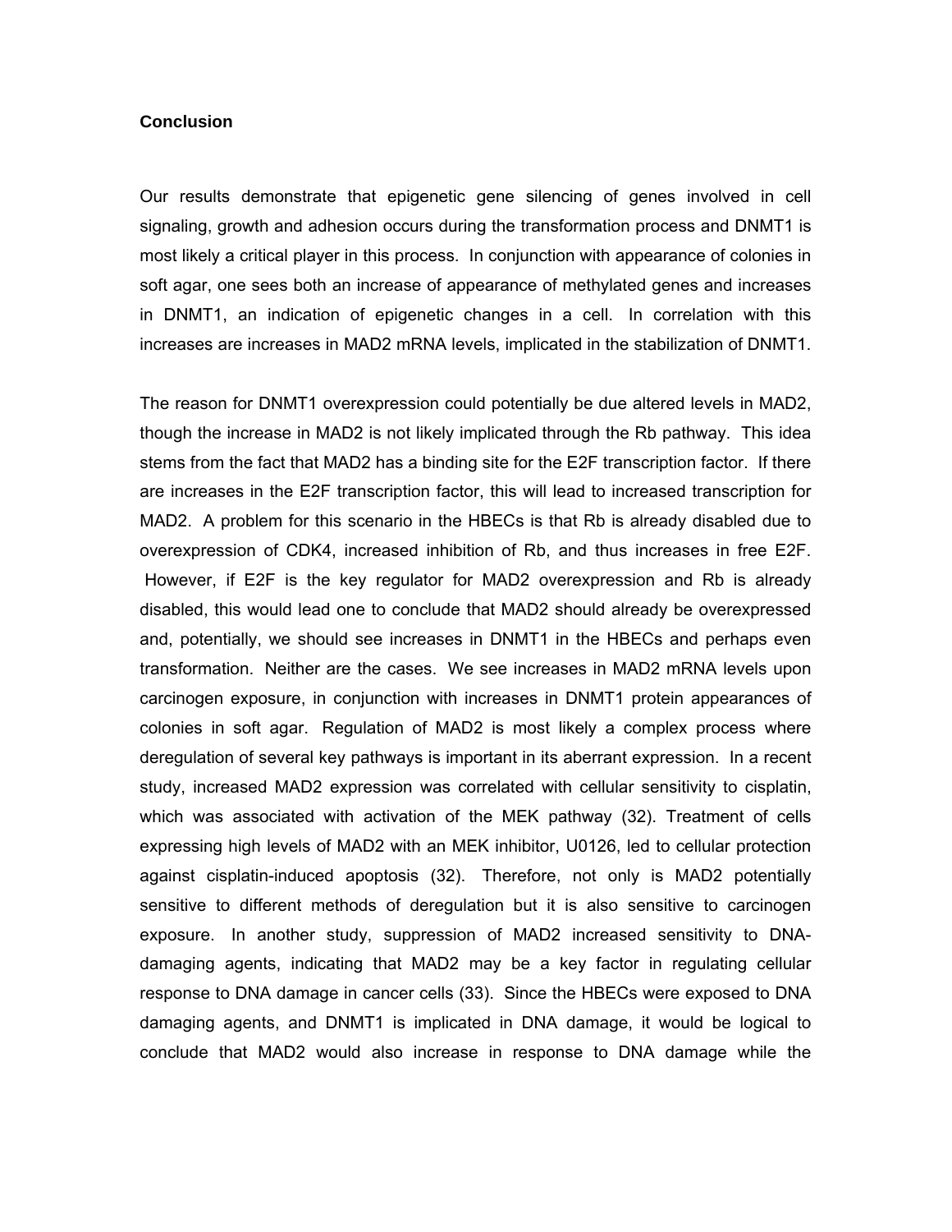**Conclusion**

Our results demonstrate that epigenetic gene silencing of genes involved in cell signaling, growth and adhesion occurs during the transformation process and DNMT1 is most likely a critical player in this process. In conjunction with appearance of colonies in soft agar, one sees both an increase of appearance of methylated genes and increases in DNMT1, an indication of epigenetic changes in a cell. In correlation with this increases are increases in MAD2 mRNA levels, implicated in the stabilization of DNMT1.

The reason for DNMT1 overexpression could potentially be due altered levels in MAD2, though the increase in MAD2 is not likely implicated through the Rb pathway. This idea stems from the fact that MAD2 has a binding site for the E2F transcription factor. If there are increases in the E2F transcription factor, this will lead to increased transcription for MAD2. A problem for this scenario in the HBECs is that Rb is already disabled due to overexpression of CDK4, increased inhibition of Rb, and thus increases in free E2F. However, if E2F is the key regulator for MAD2 overexpression and Rb is already disabled, this would lead one to conclude that MAD2 should already be overexpressed and, potentially, we should see increases in DNMT1 in the HBECs and perhaps even transformation. Neither are the cases. We see increases in MAD2 mRNA levels upon carcinogen exposure, in conjunction with increases in DNMT1 protein appearances of colonies in soft agar. Regulation of MAD2 is most likely a complex process where deregulation of several key pathways is important in its aberrant expression. In a recent study, increased MAD2 expression was correlated with cellular sensitivity to cisplatin, which was associated with activation of the MEK pathway (32). Treatment of cells expressing high levels of MAD2 with an MEK inhibitor, U0126, led to cellular protection against cisplatin-induced apoptosis (32). Therefore, not only is MAD2 potentially sensitive to different methods of deregulation but it is also sensitive to carcinogen exposure. In another study, suppression of MAD2 increased sensitivity to DNA-damaging agents, indicating that MAD2 may be a key factor in regulating cellular response to DNA damage in cancer cells (33). Since the HBECs were exposed to DNA damaging agents, and DNMT1 is implicated in DNA damage, it would be logical to conclude that MAD2 would also increase in response to DNA damage while the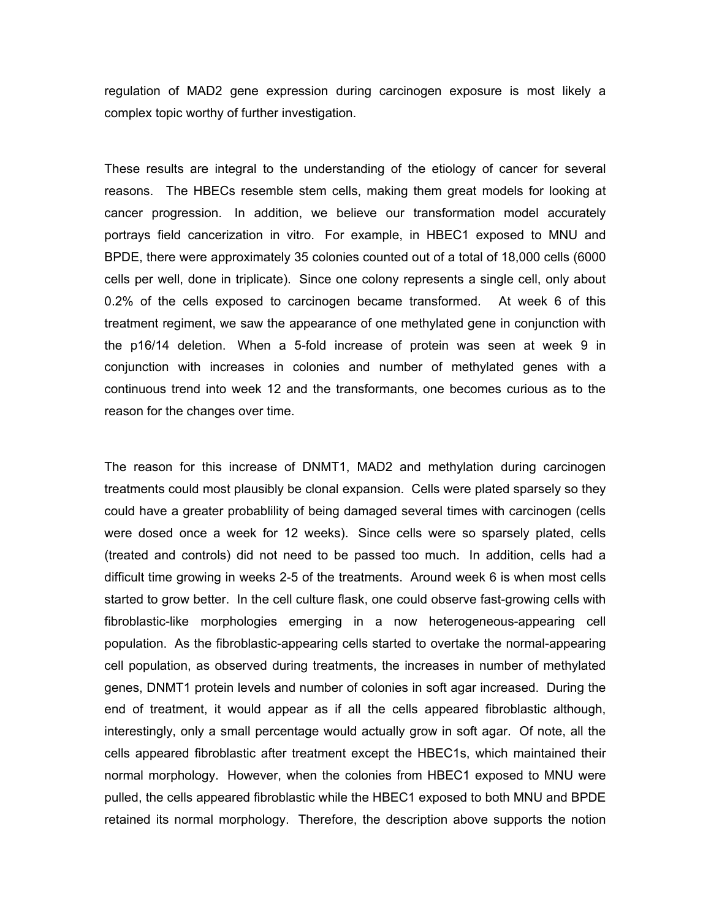regulation of MAD2 gene expression during carcinogen exposure is most likely a complex topic worthy of further investigation.

These results are integral to the understanding of the etiology of cancer for several reasons. The HBECs resemble stem cells, making them great models for looking at cancer progression. In addition, we believe our transformation model accurately portrays field cancerization in vitro. For example, in HBEC1 exposed to MNU and BPDE, there were approximately 35 colonies counted out of a total of 18,000 cells (6000 cells per well, done in triplicate). Since one colony represents a single cell, only about 0.2% of the cells exposed to carcinogen became transformed. At week 6 of this treatment regiment, we saw the appearance of one methylated gene in conjunction with the p16/14 deletion. When a 5-fold increase of protein was seen at week 9 in conjunction with increases in colonies and number of methylated genes with a continuous trend into week 12 and the transformants, one becomes curious as to the reason for the changes over time.

The reason for this increase of DNMT1, MAD2 and methylation during carcinogen treatments could most plausibly be clonal expansion. Cells were plated sparsely so they could have a greater probablility of being damaged several times with carcinogen (cells were dosed once a week for 12 weeks). Since cells were so sparsely plated, cells (treated and controls) did not need to be passed too much. In addition, cells had a difficult time growing in weeks 2-5 of the treatments. Around week 6 is when most cells started to grow better. In the cell culture flask, one could observe fast-growing cells with fibroblastic-like morphologies emerging in a now heterogeneous-appearing cell population. As the fibroblastic-appearing cells started to overtake the normal-appearing cell population, as observed during treatments, the increases in number of methylated genes, DNMT1 protein levels and number of colonies in soft agar increased. During the end of treatment, it would appear as if all the cells appeared fibroblastic although, interestingly, only a small percentage would actually grow in soft agar. Of note, all the cells appeared fibroblastic after treatment except the HBEC1s, which maintained their normal morphology. However, when the colonies from HBEC1 exposed to MNU were pulled, the cells appeared fibroblastic while the HBEC1 exposed to both MNU and BPDE retained its normal morphology. Therefore, the description above supports the notion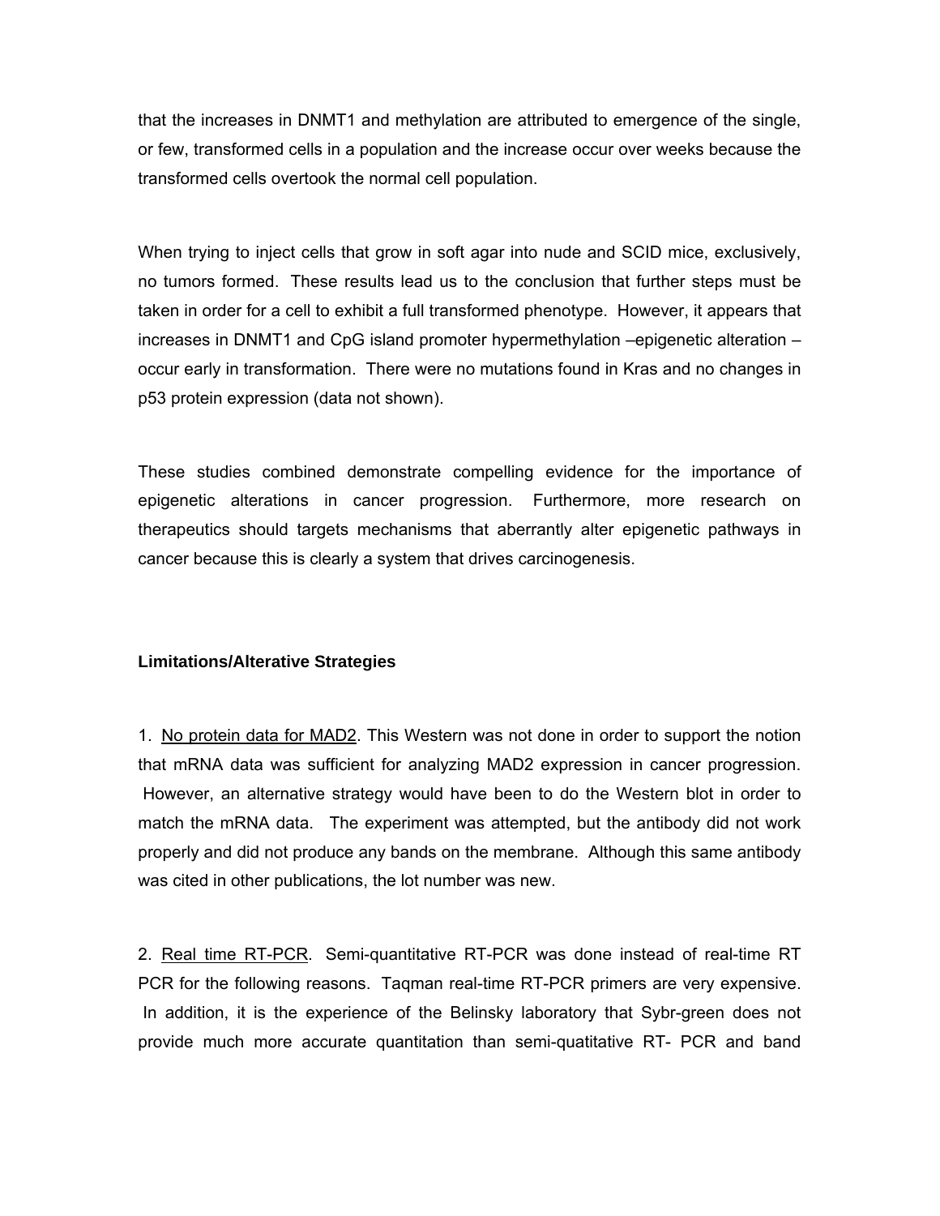that the increases in DNMT1 and methylation are attributed to emergence of the single, or few, transformed cells in a population and the increase occur over weeks because the transformed cells overtook the normal cell population.

When trying to inject cells that grow in soft agar into nude and SCID mice, exclusively, no tumors formed. These results lead us to the conclusion that further steps must be taken in order for a cell to exhibit a full transformed phenotype. However, it appears that increases in DNMT1 and CpG island promoter hypermethylation –epigenetic alteration – occur early in transformation. There were no mutations found in Kras and no changes in p53 protein expression (data not shown).

These studies combined demonstrate compelling evidence for the importance of epigenetic alterations in cancer progression. Furthermore, more research on therapeutics should targets mechanisms that aberrantly alter epigenetic pathways in cancer because this is clearly a system that drives carcinogenesis.

**Limitations/Alterative Strategies**

1. <u>No protein data for MAD2</u>. This Western was not done in order to support the notion that mRNA data was sufficient for analyzing MAD2 expression in cancer progression. However, an alternative strategy would have been to do the Western blot in order to match the mRNA data. The experiment was attempted, but the antibody did not work properly and did not produce any bands on the membrane. Although this same antibody was cited in other publications, the lot number was new.

2. <u>Real time RT-PCR</u>. Semi-quantitative RT-PCR was done instead of real-time RT PCR for the following reasons. Taqman real-time RT-PCR primers are very expensive. In addition, it is the experience of the Belinsky laboratory that Sybr-green does not provide much more accurate quantitation than semi-quatitative RT- PCR and band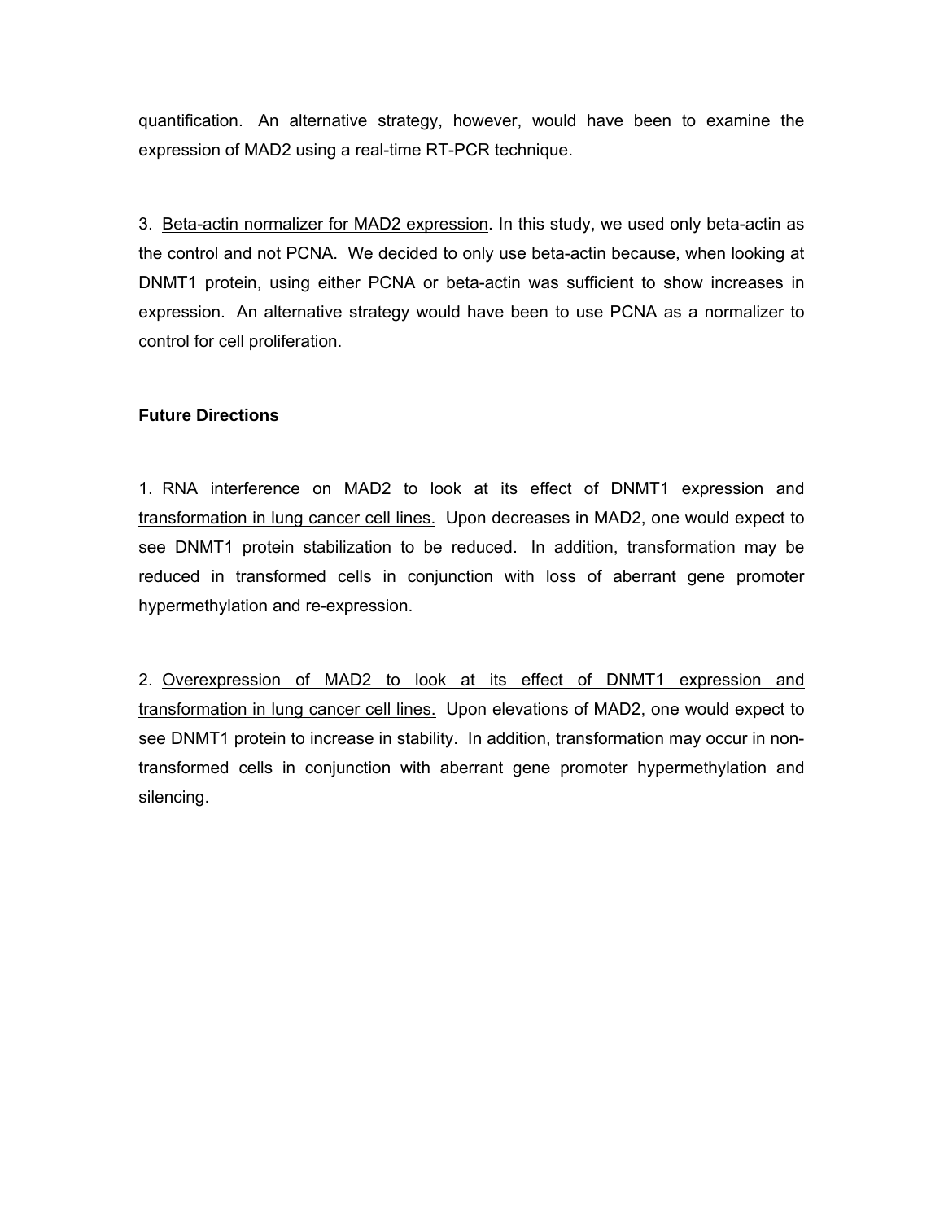quantification. An alternative strategy, however, would have been to examine the expression of MAD2 using a real-time RT-PCR technique.

3. Beta-actin normalizer for MAD2 expression. In this study, we used only beta-actin as the control and not PCNA. We decided to only use beta-actin because, when looking at DNMT1 protein, using either PCNA or beta-actin was sufficient to show increases in expression. An alternative strategy would have been to use PCNA as a normalizer to control for cell proliferation.

### Future Directions

1. RNA interference on MAD2 to look at its effect of DNMT1 expression and transformation in lung cancer cell lines. Upon decreases in MAD2, one would expect to see DNMT1 protein stabilization to be reduced. In addition, transformation may be reduced in transformed cells in conjunction with loss of aberrant gene promoter hypermethylation and re-expression.

2. Overexpression of MAD2 to look at its effect of DNMT1 expression and transformation in lung cancer cell lines. Upon elevations of MAD2, one would expect to see DNMT1 protein to increase in stability. In addition, transformation may occur in non-transformed cells in conjunction with aberrant gene promoter hypermethylation and silencing.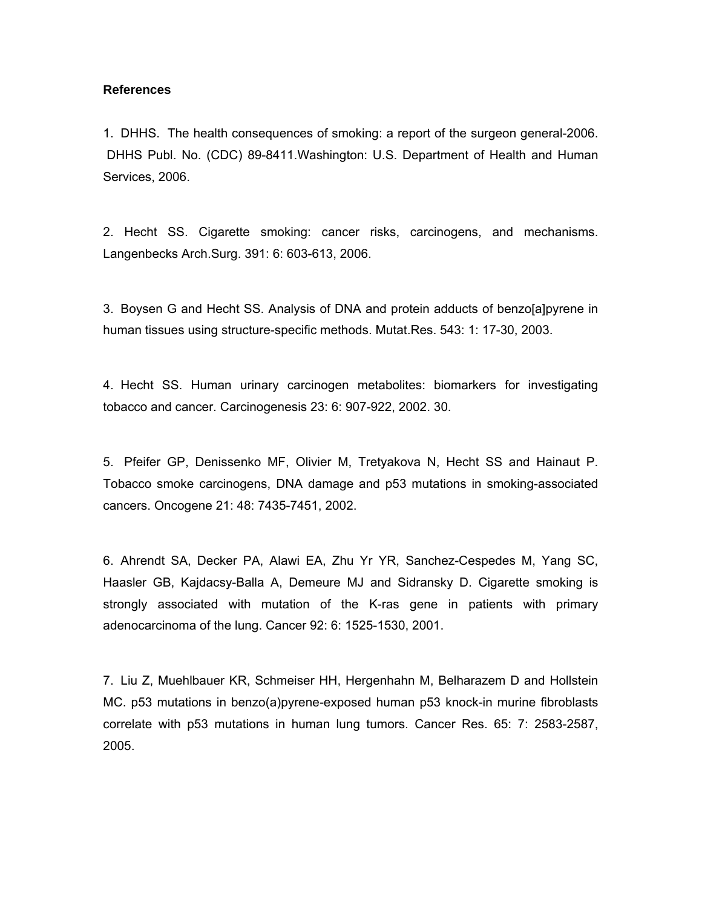**References**

1. DHHS. The health consequences of smoking: a report of the surgeon general-2006. DHHS Publ. No. (CDC) 89-8411.Washington: U.S. Department of Health and Human Services, 2006.

2. Hecht SS. Cigarette smoking: cancer risks, carcinogens, and mechanisms. Langenbecks Arch.Surg. 391: 6: 603-613, 2006.

3. Boysen G and Hecht SS. Analysis of DNA and protein adducts of benzo[a]pyrene in human tissues using structure-specific methods. Mutat.Res. 543: 1: 17-30, 2003.

4. Hecht SS. Human urinary carcinogen metabolites: biomarkers for investigating tobacco and cancer. Carcinogenesis 23: 6: 907-922, 2002. 30.

5. Pfeifer GP, Denissenko MF, Olivier M, Tretyakova N, Hecht SS and Hainaut P. Tobacco smoke carcinogens, DNA damage and p53 mutations in smoking-associated cancers. Oncogene 21: 48: 7435-7451, 2002.

6. Ahrendt SA, Decker PA, Alawi EA, Zhu Yr YR, Sanchez-Cespedes M, Yang SC, Haasler GB, Kajdacsy-Balla A, Demeure MJ and Sidransky D. Cigarette smoking is strongly associated with mutation of the K-ras gene in patients with primary adenocarcinoma of the lung. Cancer 92: 6: 1525-1530, 2001.

7. Liu Z, Muehlbauer KR, Schmeiser HH, Hergenhahn M, Belharazem D and Hollstein MC. p53 mutations in benzo(a)pyrene-exposed human p53 knock-in murine fibroblasts correlate with p53 mutations in human lung tumors. Cancer Res. 65: 7: 2583-2587, 2005.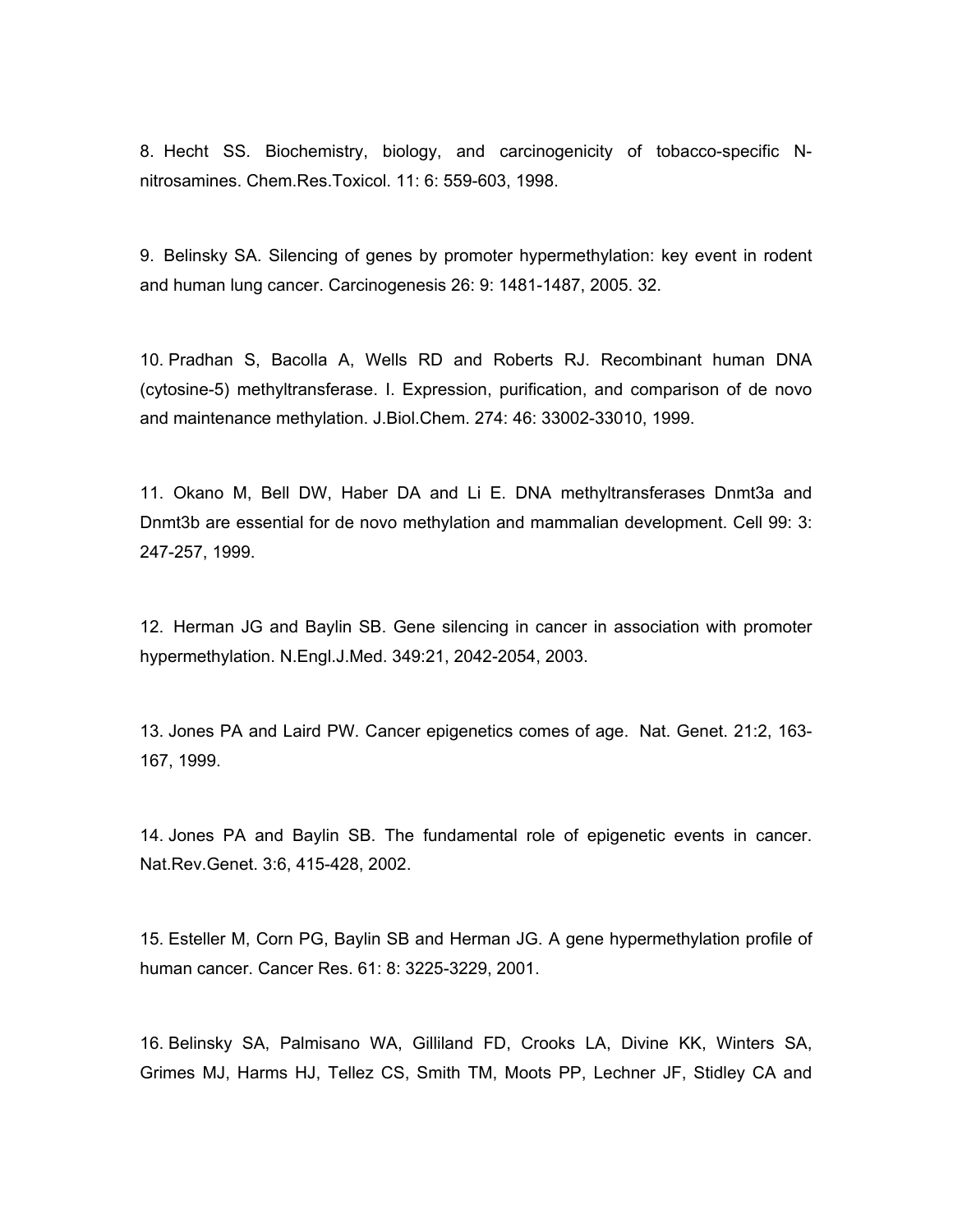8. Hecht SS. Biochemistry, biology, and carcinogenicity of tobacco-specific N-nitrosamines. Chem.Res.Toxicol. 11: 6: 559-603, 1998.

9. Belinsky SA. Silencing of genes by promoter hypermethylation: key event in rodent and human lung cancer. Carcinogenesis 26: 9: 1481-1487, 2005. 32.

10. Pradhan S, Bacolla A, Wells RD and Roberts RJ. Recombinant human DNA (cytosine-5) methyltransferase. I. Expression, purification, and comparison of de novo and maintenance methylation. J.Biol.Chem. 274: 46: 33002-33010, 1999.

11. Okano M, Bell DW, Haber DA and Li E. DNA methyltransferases Dnmt3a and Dnmt3b are essential for de novo methylation and mammalian development. Cell 99: 3: 247-257, 1999.

12. Herman JG and Baylin SB. Gene silencing in cancer in association with promoter hypermethylation. N.Engl.J.Med. 349:21, 2042-2054, 2003.

13. Jones PA and Laird PW. Cancer epigenetics comes of age. Nat. Genet. 21:2, 163-167, 1999.

14. Jones PA and Baylin SB. The fundamental role of epigenetic events in cancer. Nat.Rev.Genet. 3:6, 415-428, 2002.

15. Esteller M, Corn PG, Baylin SB and Herman JG. A gene hypermethylation profile of human cancer. Cancer Res. 61: 8: 3225-3229, 2001.

16. Belinsky SA, Palmisano WA, Gilliland FD, Crooks LA, Divine KK, Winters SA, Grimes MJ, Harms HJ, Tellez CS, Smith TM, Moots PP, Lechner JF, Stidley CA and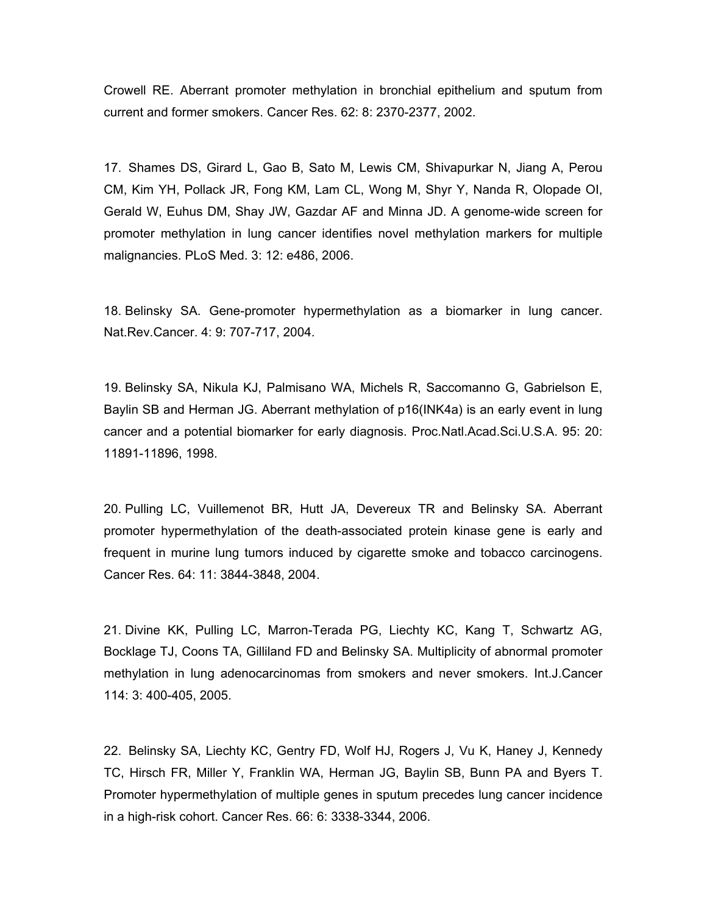Crowell RE. Aberrant promoter methylation in bronchial epithelium and sputum from current and former smokers. Cancer Res. 62: 8: 2370-2377, 2002.

17. Shames DS, Girard L, Gao B, Sato M, Lewis CM, Shivapurkar N, Jiang A, Perou CM, Kim YH, Pollack JR, Fong KM, Lam CL, Wong M, Shyr Y, Nanda R, Olopade OI, Gerald W, Euhus DM, Shay JW, Gazdar AF and Minna JD. A genome-wide screen for promoter methylation in lung cancer identifies novel methylation markers for multiple malignancies. PLoS Med. 3: 12: e486, 2006.

18. Belinsky SA. Gene-promoter hypermethylation as a biomarker in lung cancer. Nat.Rev.Cancer. 4: 9: 707-717, 2004.

19. Belinsky SA, Nikula KJ, Palmisano WA, Michels R, Saccomanno G, Gabrielson E, Baylin SB and Herman JG. Aberrant methylation of p16(INK4a) is an early event in lung cancer and a potential biomarker for early diagnosis. Proc.Natl.Acad.Sci.U.S.A. 95: 20: 11891-11896, 1998.

20. Pulling LC, Vuillemenot BR, Hutt JA, Devereux TR and Belinsky SA. Aberrant promoter hypermethylation of the death-associated protein kinase gene is early and frequent in murine lung tumors induced by cigarette smoke and tobacco carcinogens. Cancer Res. 64: 11: 3844-3848, 2004.

21. Divine KK, Pulling LC, Marron-Terada PG, Liechty KC, Kang T, Schwartz AG, Bocklage TJ, Coons TA, Gilliland FD and Belinsky SA. Multiplicity of abnormal promoter methylation in lung adenocarcinomas from smokers and never smokers. Int.J.Cancer 114: 3: 400-405, 2005.

22. Belinsky SA, Liechty KC, Gentry FD, Wolf HJ, Rogers J, Vu K, Haney J, Kennedy TC, Hirsch FR, Miller Y, Franklin WA, Herman JG, Baylin SB, Bunn PA and Byers T. Promoter hypermethylation of multiple genes in sputum precedes lung cancer incidence in a high-risk cohort. Cancer Res. 66: 6: 3338-3344, 2006.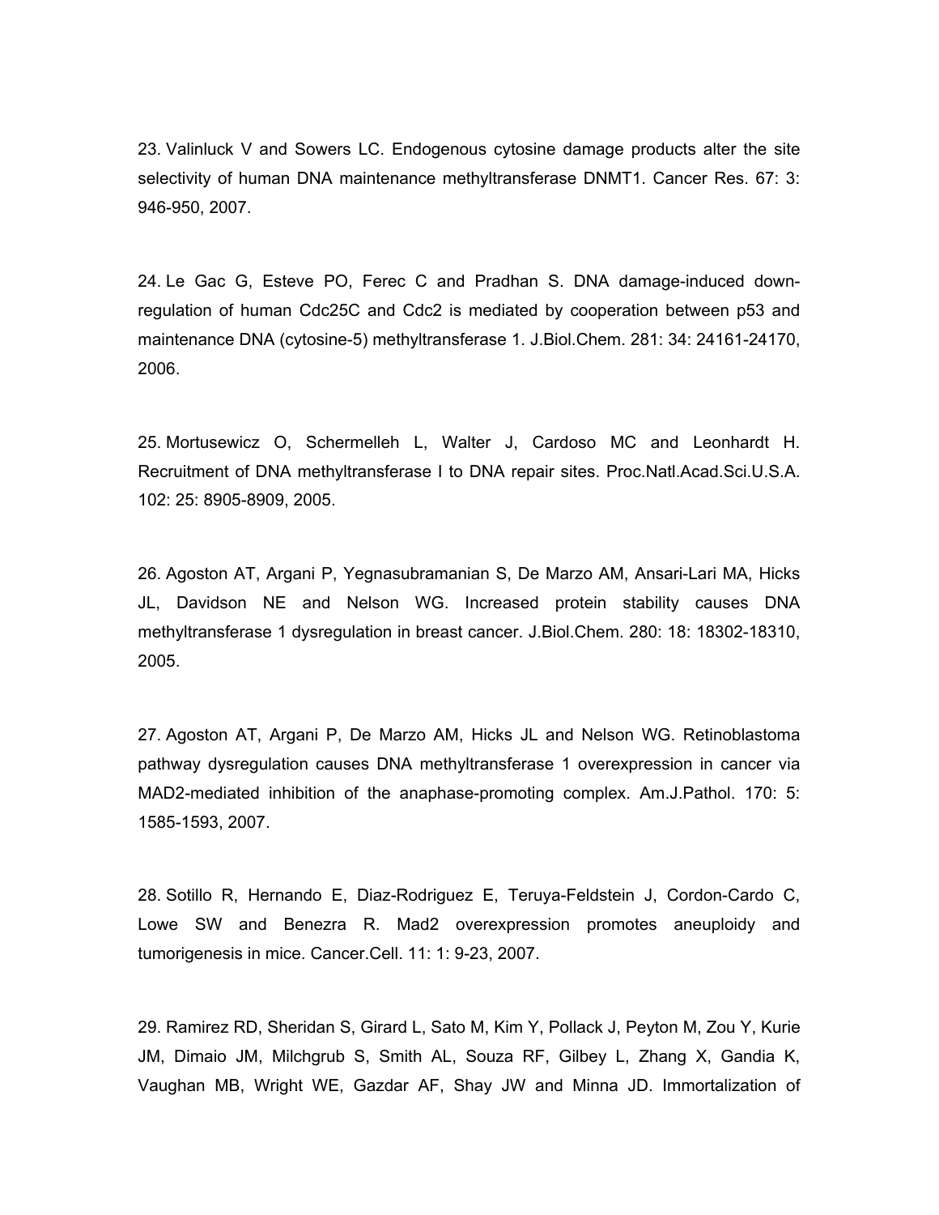23. Valinluck V and Sowers LC. Endogenous cytosine damage products alter the site selectivity of human DNA maintenance methyltransferase DNMT1. Cancer Res. 67: 3: 946-950, 2007.

24. Le Gac G, Esteve PO, Ferec C and Pradhan S. DNA damage-induced down-regulation of human Cdc25C and Cdc2 is mediated by cooperation between p53 and maintenance DNA (cytosine-5) methyltransferase 1. J.Biol.Chem. 281: 34: 24161-24170, 2006.

25. Mortusewicz O, Schermelleh L, Walter J, Cardoso MC and Leonhardt H. Recruitment of DNA methyltransferase I to DNA repair sites. Proc.Natl.Acad.Sci.U.S.A. 102: 25: 8905-8909, 2005.

26. Agoston AT, Argani P, Yegnasubramanian S, De Marzo AM, Ansari-Lari MA, Hicks JL, Davidson NE and Nelson WG. Increased protein stability causes DNA methyltransferase 1 dysregulation in breast cancer. J.Biol.Chem. 280: 18: 18302-18310, 2005.

27. Agoston AT, Argani P, De Marzo AM, Hicks JL and Nelson WG. Retinoblastoma pathway dysregulation causes DNA methyltransferase 1 overexpression in cancer via MAD2-mediated inhibition of the anaphase-promoting complex. Am.J.Pathol. 170: 5: 1585-1593, 2007.

28. Sotillo R, Hernando E, Diaz-Rodriguez E, Teruya-Feldstein J, Cordon-Cardo C, Lowe SW and Benezra R. Mad2 overexpression promotes aneuploidy and tumorigenesis in mice. Cancer.Cell. 11: 1: 9-23, 2007.

29. Ramirez RD, Sheridan S, Girard L, Sato M, Kim Y, Pollack J, Peyton M, Zou Y, Kurie JM, Dimaio JM, Milchgrub S, Smith AL, Souza RF, Gilbey L, Zhang X, Gandia K, Vaughan MB, Wright WE, Gazdar AF, Shay JW and Minna JD. Immortalization of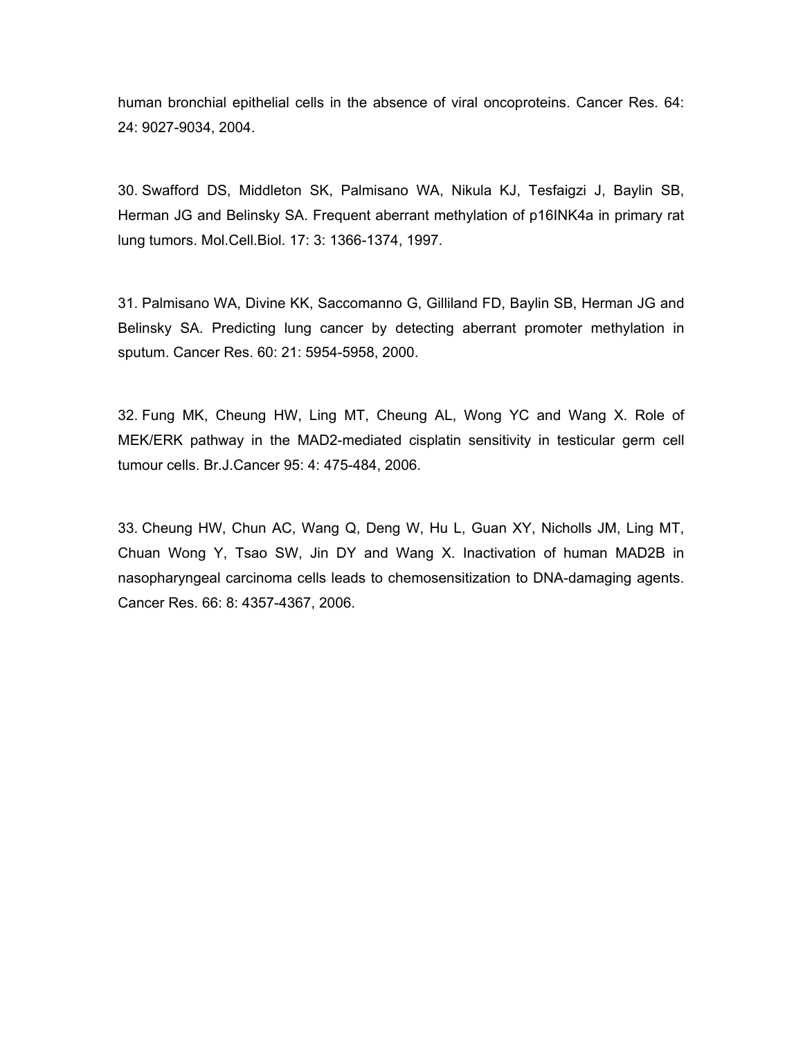human bronchial epithelial cells in the absence of viral oncoproteins. Cancer Res. 64: 24: 9027-9034, 2004.

30. Swafford DS, Middleton SK, Palmisano WA, Nikula KJ, Tesfaigzi J, Baylin SB, Herman JG and Belinsky SA. Frequent aberrant methylation of p16INK4a in primary rat lung tumors. Mol.Cell.Biol. 17: 3: 1366-1374, 1997.

31. Palmisano WA, Divine KK, Saccomanno G, Gilliland FD, Baylin SB, Herman JG and Belinsky SA. Predicting lung cancer by detecting aberrant promoter methylation in sputum. Cancer Res. 60: 21: 5954-5958, 2000.

32. Fung MK, Cheung HW, Ling MT, Cheung AL, Wong YC and Wang X. Role of MEK/ERK pathway in the MAD2-mediated cisplatin sensitivity in testicular germ cell tumour cells. Br.J.Cancer 95: 4: 475-484, 2006.

33. Cheung HW, Chun AC, Wang Q, Deng W, Hu L, Guan XY, Nicholls JM, Ling MT, Chuan Wong Y, Tsao SW, Jin DY and Wang X. Inactivation of human MAD2B in nasopharyngeal carcinoma cells leads to chemosensitization to DNA-damaging agents. Cancer Res. 66: 8: 4357-4367, 2006.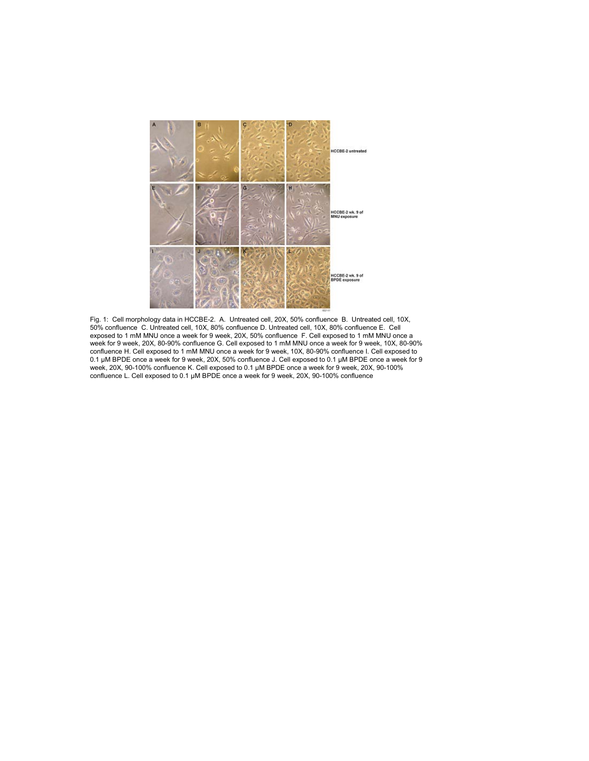Fig. 1: Cell morphology data in HCCBE-2. A. Untreated cell, 20X, 50% confluence B. Untreated cell, 10X, 50% confluence C. Untreated cell, 10X, 80% confluence D. Untreated cell, 10X, 80% confluence E. Cell exposed to 1 mM MNU once a week for 9 week, 20X, 50% confluence F. Cell exposed to 1 mM MNU once a week for 9 week, 20X, 80-90% confluence G. Cell exposed to 1 mM MNU once a week for 9 week, 10X, 80-90% confluence H. Cell exposed to 1 mM MNU once a week for 9 week, 10X, 80-90% confluence I. Cell exposed to 0.1 μM BPDE once a week for 9 week, 20X, 50% confluence J. Cell exposed to 0.1 μM BPDE once a week for 9 week, 20X, 90-100% confluence K. Cell exposed to 0.1 μM BPDE once a week for 9 week, 20X, 90-100% confluence L. Cell exposed to 0.1 μM BPDE once a week for 9 week, 20X, 90-100% confluence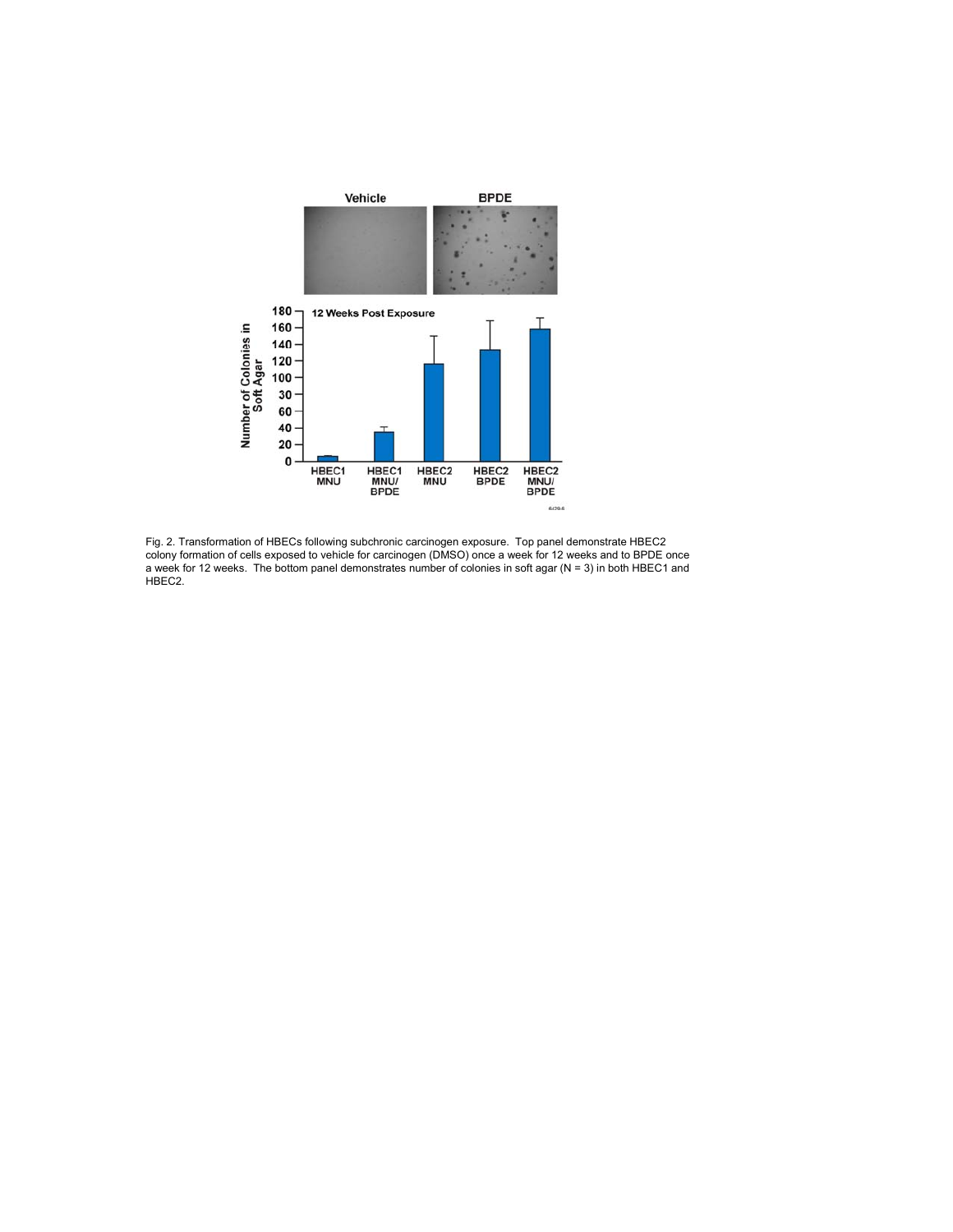Fig. 2. Transformation of HBECs following subchronic carcinogen exposure. Top panel demonstrate HBEC2 colony formation of cells exposed to vehicle for carcinogen (DMSO) once a week for 12 weeks and to BPDE once a week for 12 weeks. The bottom panel demonstrates number of colonies in soft agar (N = 3) in both HBEC1 and HBEC2.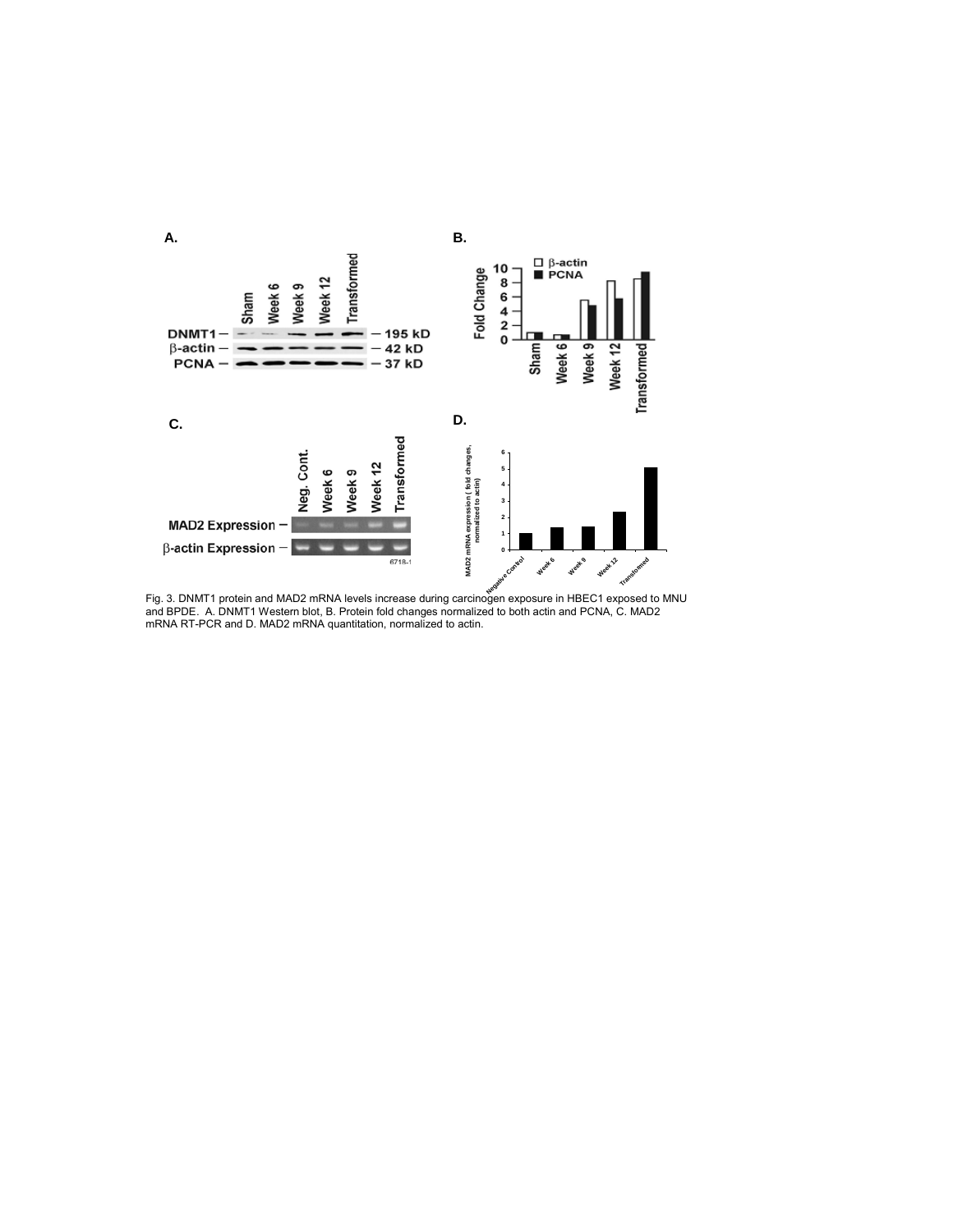Fig. 3. DNMT1 protein and MAD2 mRNA levels increase during carcinogen exposure in HBEC1 exposed to MNU and BPDE. A. DNMT1 Western blot, B. Protein fold changes normalized to both actin and PCNA, C. MAD2 mRNA RT-PCR and D. MAD2 mRNA quantitation, normalized to actin.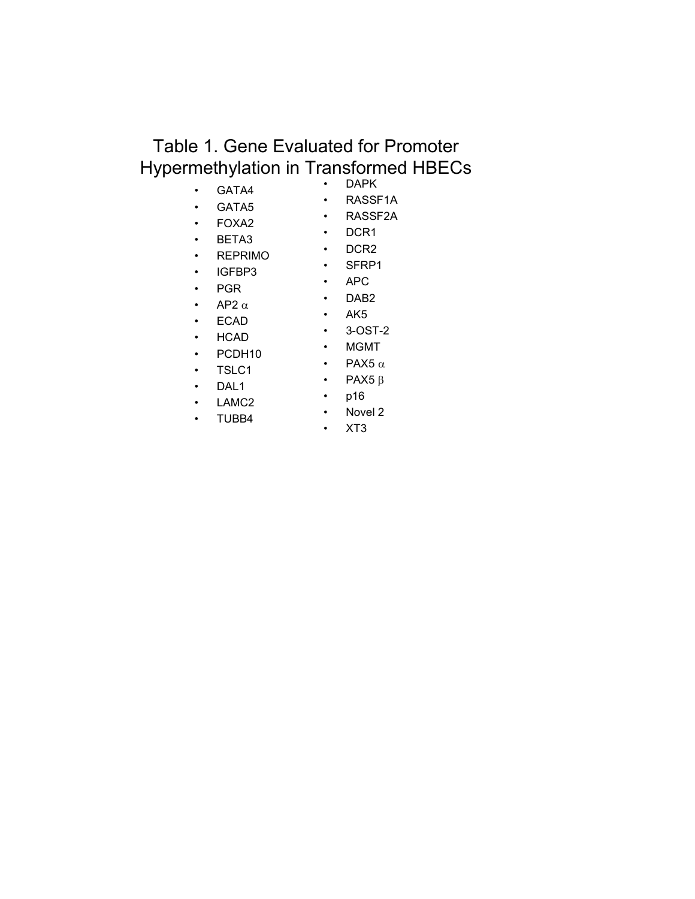# Table 1. Gene Evaluated for Promoter Hypermethylation in Transformed HBECs

- GATA4
- GATA5
- FOXA2
- BETA3
- REPRIMO
- IGFBP3
- PGR
- AP2 $\alpha$
- ECAD
- HCAD
- PCDH10
- TSLC1
- DAL1
- LAMC2
- TUBB4

- DAPK
- RASSF1A
- RASSF2A
- DCR1
- DCR2
- SFRP1
- APC
- DAB2
- AK5
- 3-OST-2
- MGMT
- PAX5 $\alpha$
- PAX5 $\beta$
- p16
- Novel 2
- XT3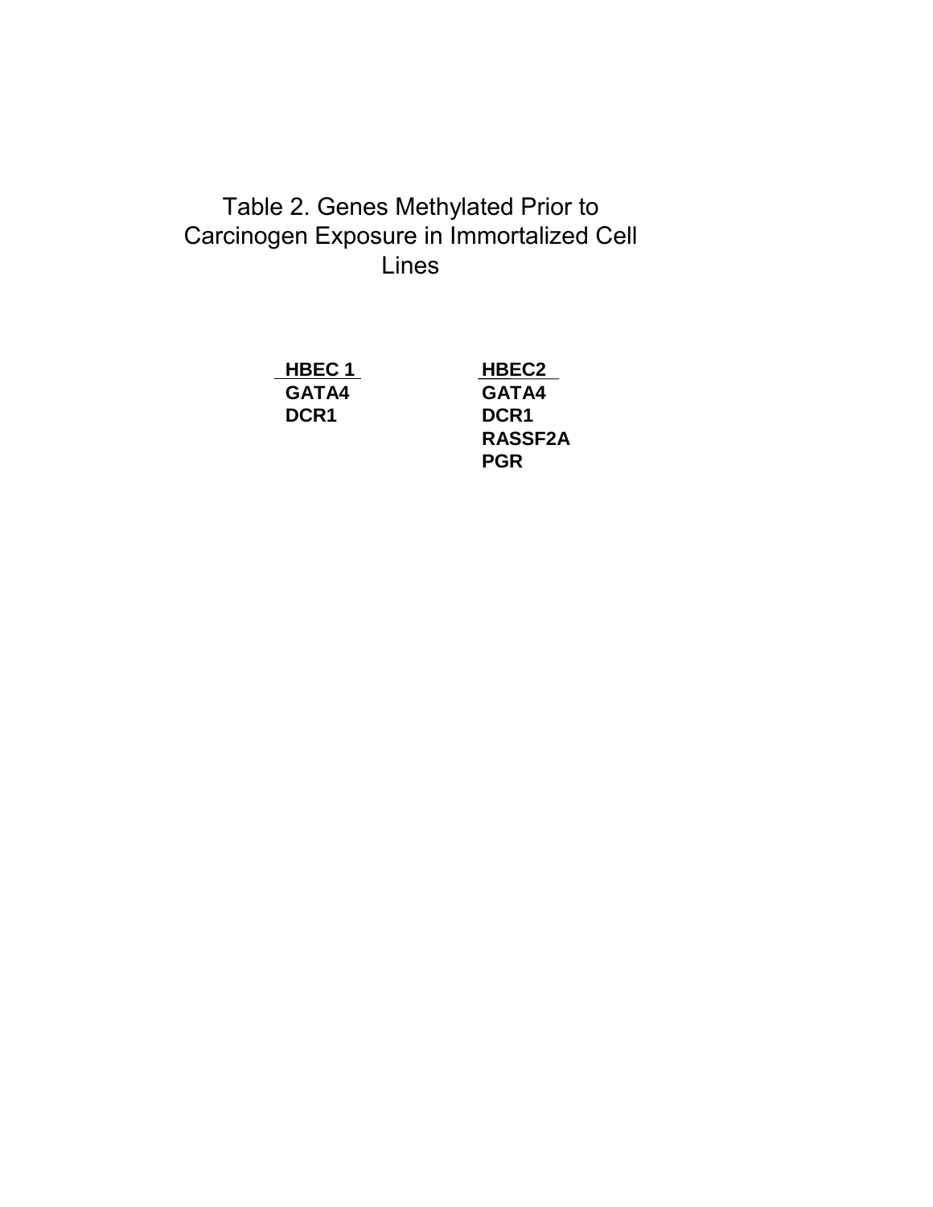Table 2. Genes Methylated Prior to Carcinogen Exposure in Immortalized Cell Lines

| HBEC 1 | HBEC2 |
| --- | --- |
| GATA4 | GATA4 |
| DCR1 | DCR1 |
| | RASSF2A |
| | PGR |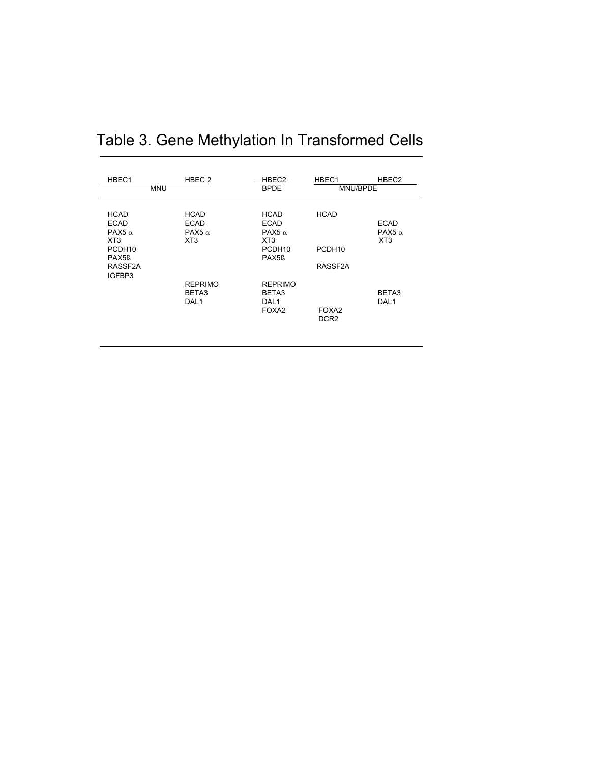# Table 3. Gene Methylation In Transformed Cells

| HBEC1 | HBEC 2 | HBEC2 | HBEC1 | HBEC2 |
|---|---|---|---|---|
| MNU | | BPDE | MNU/BPDE | |
| HCAD | HCAD | HCAD | HCAD | |
| ECAD | ECAD | ECAD | | ECAD |
| PAX5 α | PAX5 α | PAX5 α | | PAX5 α |
| XT3 | XT3 | XT3 | | XT3 |
| PCDH10 | | PCDH10 | PCDH10 | |
| PAX5ß | | PAX5ß | | |
| RASSF2A | | | RASSF2A | |
| IGFBP3 | | | | |
| | REPRIMO | REPRIMO | | |
| | BETA3 | BETA3 | | BETA3 |
| | DAL1 | DAL1 | | DAL1 |
| | | FOXA2 | FOXA2 | |
| | | | DCR2 | |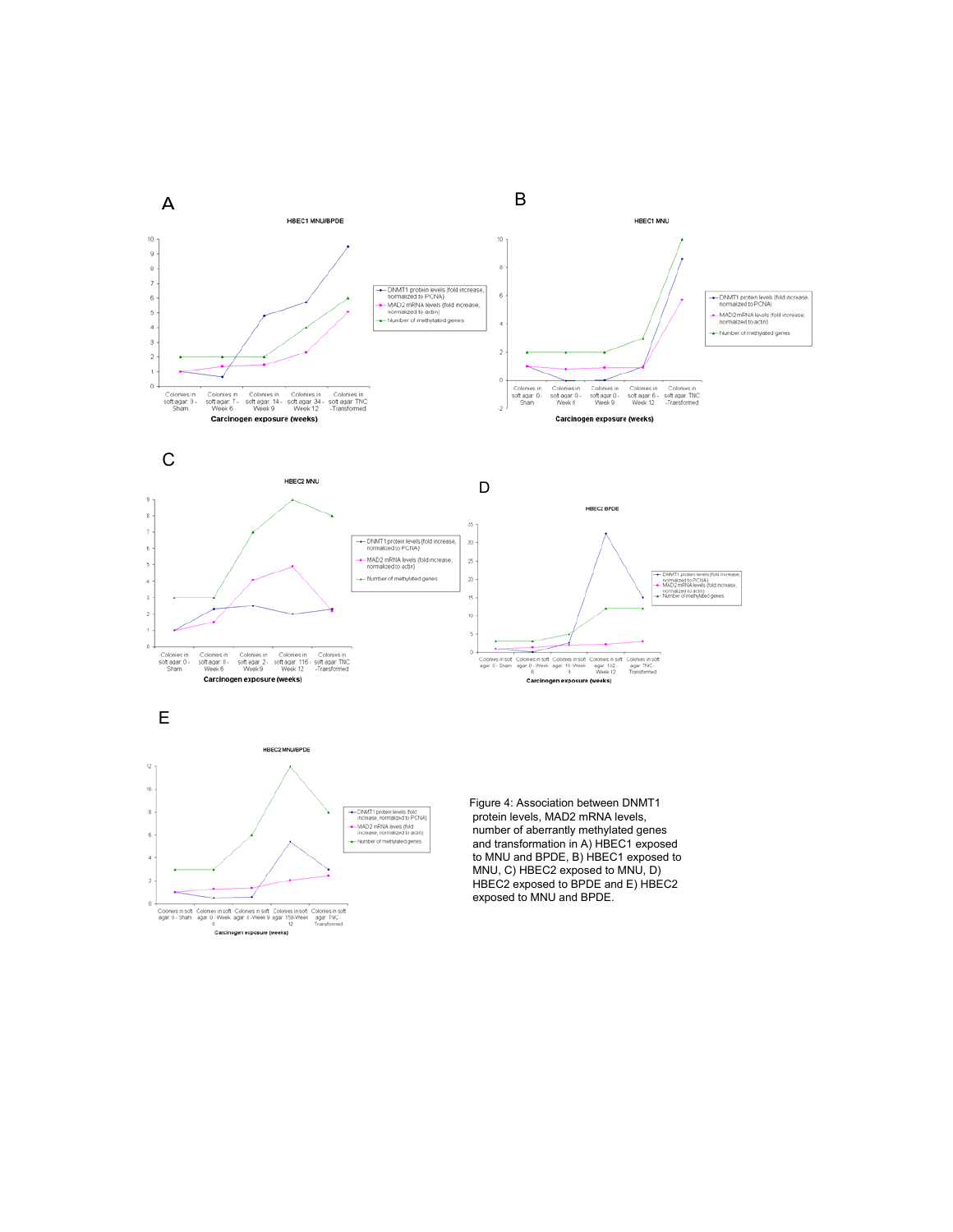A

HBEC1 MNU/BPDE

10
9
8
7
6
5
4
3
2
1
0

Colonies in soft agar: 0 - Sham
Colonies in soft agar: 7 - Week 6
Colonies in soft agar: 14 - Week 9
Colonies in soft agar: 34 - Week 12
Colonies in soft agar: TNC - Transformed

Carcinogen exposure (weeks)

DNMT1 protein levels (fold increase, normalized to PCNA)
MAD2 mRNA levels (fold increase, normalized to actin)
Number of methylated genes

B

HBEC1 MNU

10
8
6
4
2
0
-2

Colonies in soft agar: 0 - Sham
Colonies in soft agar: 0 - Week 6
Colonies in soft agar: 0 - Week 9
Colonies in soft agar: 6 - Week 12
Colonies in soft agar: TNC - Transformed

Carcinogen exposure (weeks)

DNMT1 protein levels (fold increase, normalized to PCNA)
MAD2 mRNA levels (fold increase, normalized to actin)
Number of methylated genes

C

HBEC2 MNU

9
8
7
6
5
4
3
2
1
0

Colonies in soft agar: 0 - Sham
Colonies in soft agar: 0 - Week 6
Colonies in soft agar: 2 - Week 9
Colonies in soft agar: 116 - Week 12
Colonies in soft agar: TNC - Transformed

Carcinogen exposure (weeks)

DNMT1 protein levels (fold increase, normalized to PCNA)
MAD2 mRNA levels (fold increase, normalized to actin)
Number of methylated genes

D

HBEC2 BPDE

35
30
25
20
15
10
5
0

Colonies in soft agar: 0 - Sham
Colonies in soft agar: 0 - Week 6
Colonies in soft agar: 10 - Week 9
Colonies in soft agar: 132 - Week 12
Colonies in soft agar: TNC - Transformed

Carcinogen exposure (weeks)

DNMT1 protein levels (fold increase, normalized to PCNA)
MAD2 mRNA levels (fold increase, normalized to actin)
Number of methylated genes

E

HBEC2 MNU/BPDE

12
10
8
6
4
2
0

Colonies in soft agar: 0 - Sham
Colonies in soft agar: 0 - Week 6
Colonies in soft agar: 6 - Week 9
Colonies in soft agar: 158 - Week 12
Colonies in soft agar: TNC - Transformed

Carcinogen exposure (weeks)

DNMT1 protein levels (fold increase, normalized to PCNA)
MAD2 mRNA levels (fold increase, normalized to actin)
Number of methylated genes

Figure 4: Association between DNMT1 protein levels, MAD2 mRNA levels, number of aberrantly methylated genes and transformation in A) HBEC1 exposed to MNU and BPDE, B) HBEC1 exposed to MNU, C) HBEC2 exposed to MNU, D) HBEC2 exposed to BPDE and E) HBEC2 exposed to MNU and BPDE.